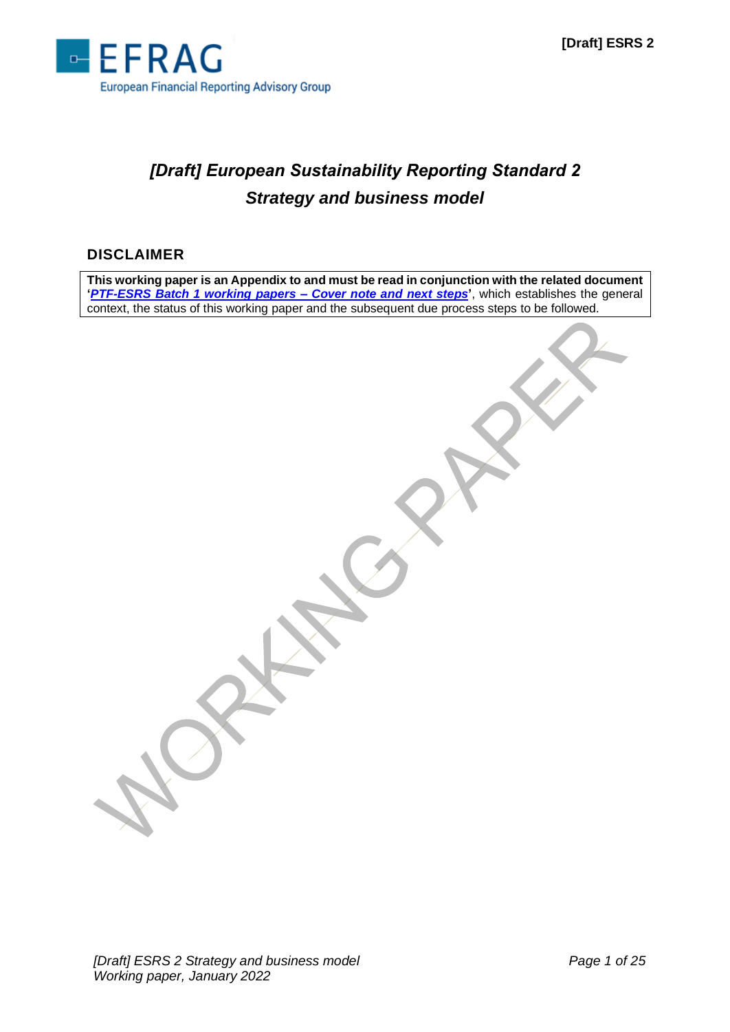# *[Draft] European Sustainability Reporting Standard 2*
# *Strategy and business model*

## DISCLAIMER

**This working paper is an Appendix to and must be read in conjunction with the related document '*PTF-ESRS Batch 1 working papers – Cover note and next steps*'**, which establishes the general context, the status of this working paper and the subsequent due process steps to be followed.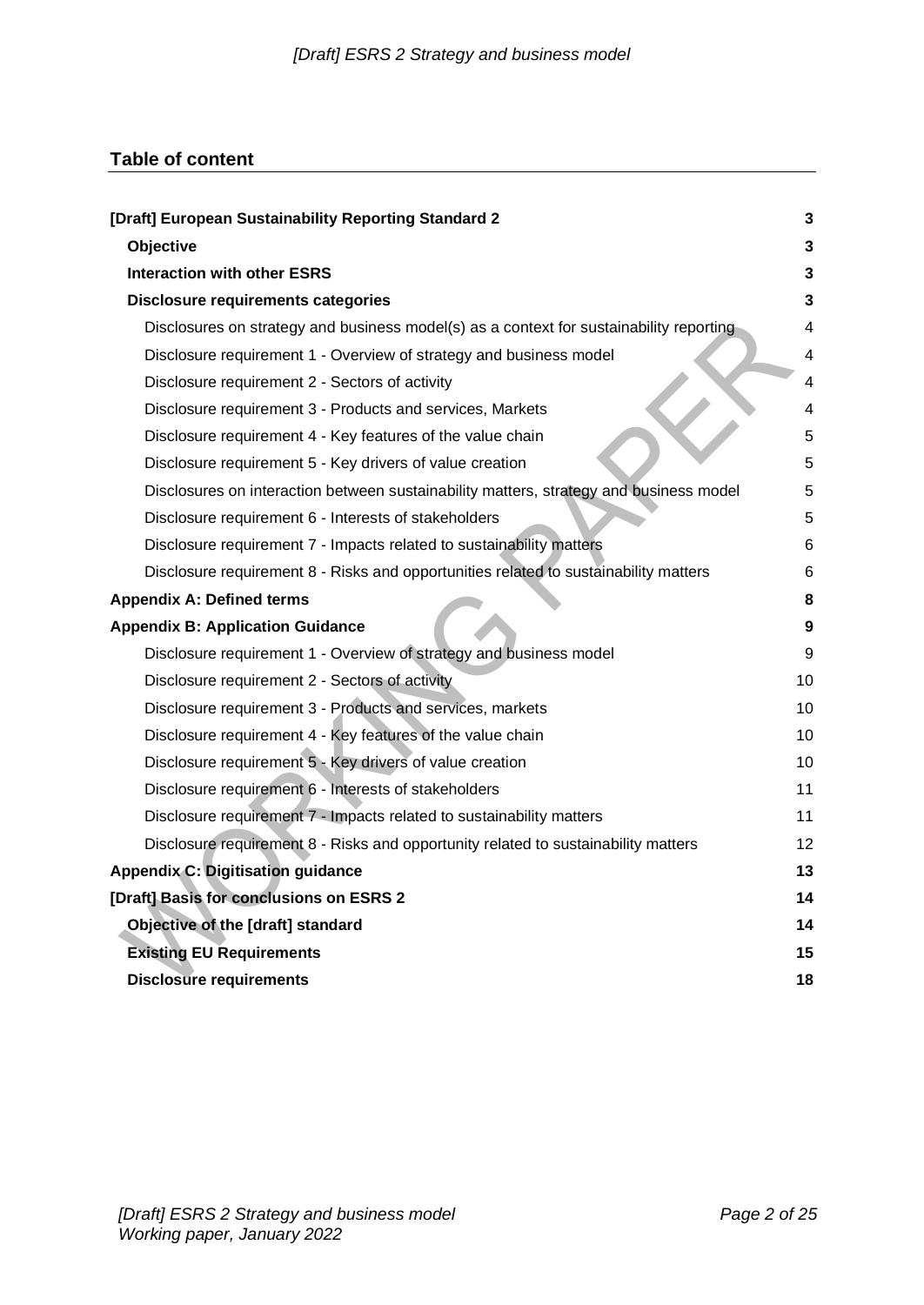## Table of content

| | |
|---|---|
| **[Draft] European Sustainability Reporting Standard 2** | **3** |
| **Objective** | **3** |
| **Interaction with other ESRS** | **3** |
| **Disclosure requirements categories** | **3** |
| Disclosures on strategy and business model(s) as a context for sustainability reporting | 4 |
| Disclosure requirement 1 - Overview of strategy and business model | 4 |
| Disclosure requirement 2 - Sectors of activity | 4 |
| Disclosure requirement 3 - Products and services, Markets | 4 |
| Disclosure requirement 4 - Key features of the value chain | 5 |
| Disclosure requirement 5 - Key drivers of value creation | 5 |
| Disclosures on interaction between sustainability matters, strategy and business model | 5 |
| Disclosure requirement 6 - Interests of stakeholders | 5 |
| Disclosure requirement 7 - Impacts related to sustainability matters | 6 |
| Disclosure requirement 8 - Risks and opportunities related to sustainability matters | 6 |
| **Appendix A: Defined terms** | **8** |
| **Appendix B: Application Guidance** | **9** |
| Disclosure requirement 1 - Overview of strategy and business model | 9 |
| Disclosure requirement 2 - Sectors of activity | 10 |
| Disclosure requirement 3 - Products and services, markets | 10 |
| Disclosure requirement 4 - Key features of the value chain | 10 |
| Disclosure requirement 5 - Key drivers of value creation | 10 |
| Disclosure requirement 6 - Interests of stakeholders | 11 |
| Disclosure requirement 7 - Impacts related to sustainability matters | 11 |
| Disclosure requirement 8 - Risks and opportunity related to sustainability matters | 12 |
| **Appendix C: Digitisation guidance** | **13** |
| **[Draft] Basis for conclusions on ESRS 2** | **14** |
| **Objective of the [draft] standard** | **14** |
| **Existing EU Requirements** | **15** |
| **Disclosure requirements** | **18** |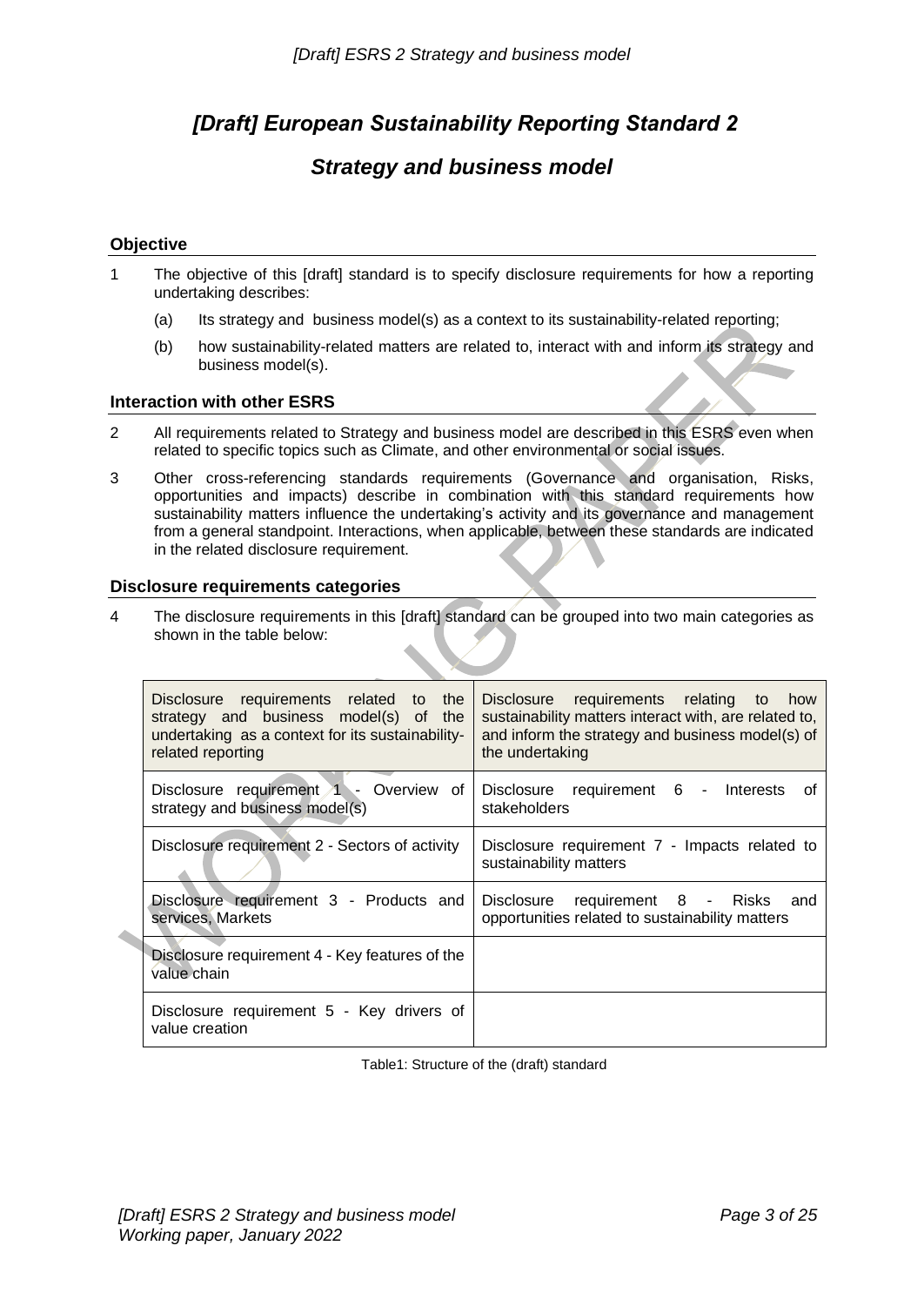# *[Draft] European Sustainability Reporting Standard 2*

## *Strategy and business model*

### Objective

1 The objective of this [draft] standard is to specify disclosure requirements for how a reporting undertaking describes:

(a) Its strategy and business model(s) as a context to its sustainability-related reporting;

(b) how sustainability-related matters are related to, interact with and inform its strategy and business model(s).

### Interaction with other ESRS

2 All requirements related to Strategy and business model are described in this ESRS even when related to specific topics such as Climate, and other environmental or social issues.

3 Other cross-referencing standards requirements (Governance and organisation, Risks, opportunities and impacts) describe in combination with this standard requirements how sustainability matters influence the undertaking's activity and its governance and management from a general standpoint. Interactions, when applicable, between these standards are indicated in the related disclosure requirement.

### Disclosure requirements categories

4 The disclosure requirements in this [draft] standard can be grouped into two main categories as shown in the table below:

| Disclosure requirements related to the strategy and business model(s) of the undertaking as a context for its sustainability-related reporting | Disclosure requirements relating to how sustainability matters interact with, are related to, and inform the strategy and business model(s) of the undertaking |
|---|---|
| Disclosure requirement 1 - Overview of strategy and business model(s) | Disclosure requirement 6 - Interests of stakeholders |
| Disclosure requirement 2 - Sectors of activity | Disclosure requirement 7 - Impacts related to sustainability matters |
| Disclosure requirement 3 - Products and services, Markets | Disclosure requirement 8 - Risks and opportunities related to sustainability matters |
| Disclosure requirement 4 - Key features of the value chain | |
| Disclosure requirement 5 - Key drivers of value creation | |

Table1: Structure of the (draft) standard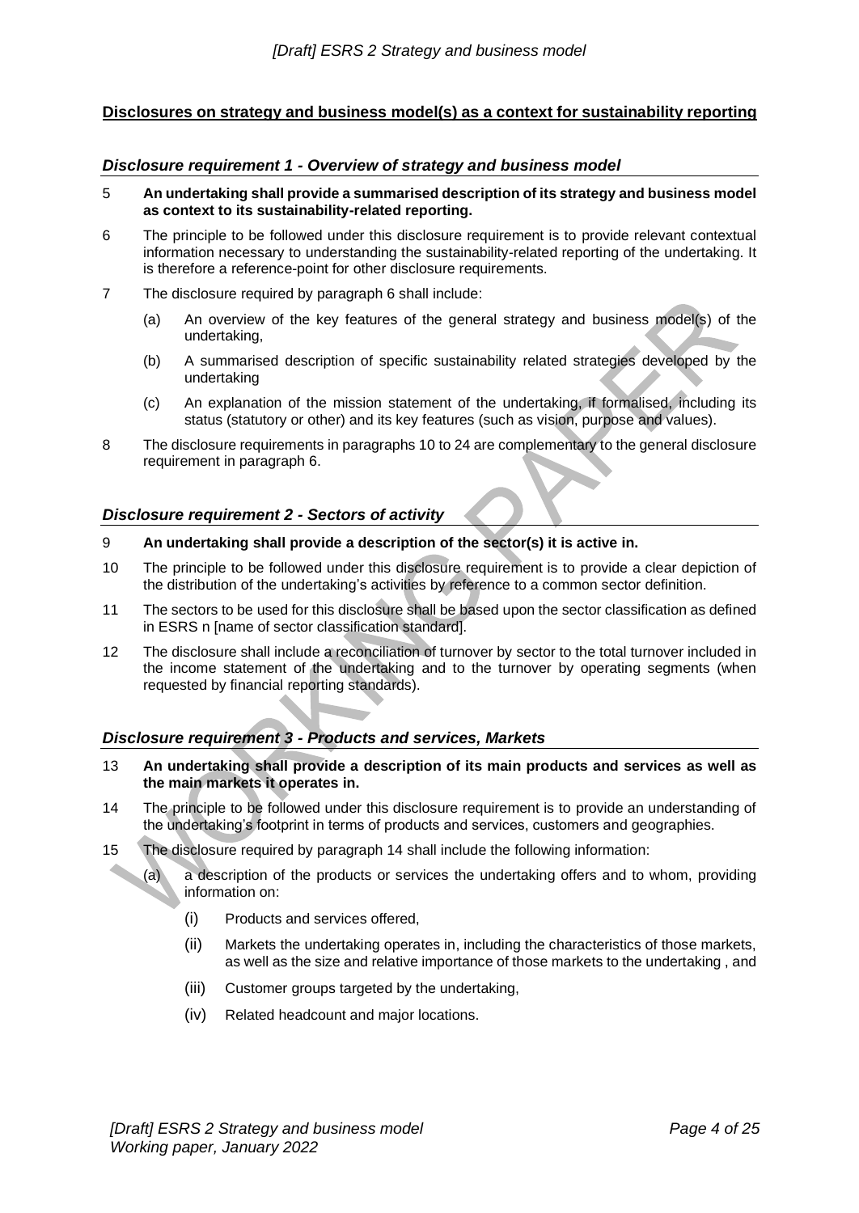## Disclosures on strategy and business model(s) as a context for sustainability reporting

### *Disclosure requirement 1 - Overview of strategy and business model*

5 **An undertaking shall provide a summarised description of its strategy and business model as context to its sustainability-related reporting.**

6 The principle to be followed under this disclosure requirement is to provide relevant contextual information necessary to understanding the sustainability-related reporting of the undertaking. It is therefore a reference-point for other disclosure requirements.

7 The disclosure required by paragraph 6 shall include:

(a) An overview of the key features of the general strategy and business model(s) of the undertaking,

(b) A summarised description of specific sustainability related strategies developed by the undertaking

(c) An explanation of the mission statement of the undertaking, if formalised, including its status (statutory or other) and its key features (such as vision, purpose and values).

8 The disclosure requirements in paragraphs 10 to 24 are complementary to the general disclosure requirement in paragraph 6.

### *Disclosure requirement 2 - Sectors of activity*

9 **An undertaking shall provide a description of the sector(s) it is active in.**

10 The principle to be followed under this disclosure requirement is to provide a clear depiction of the distribution of the undertaking's activities by reference to a common sector definition.

11 The sectors to be used for this disclosure shall be based upon the sector classification as defined in ESRS n [name of sector classification standard].

12 The disclosure shall include a reconciliation of turnover by sector to the total turnover included in the income statement of the undertaking and to the turnover by operating segments (when requested by financial reporting standards).

### *Disclosure requirement 3 - Products and services, Markets*

13 **An undertaking shall provide a description of its main products and services as well as the main markets it operates in.**

14 The principle to be followed under this disclosure requirement is to provide an understanding of the undertaking's footprint in terms of products and services, customers and geographies.

15 The disclosure required by paragraph 14 shall include the following information:

(a) a description of the products or services the undertaking offers and to whom, providing information on:

(i) Products and services offered,

(ii) Markets the undertaking operates in, including the characteristics of those markets, as well as the size and relative importance of those markets to the undertaking , and

(iii) Customer groups targeted by the undertaking,

(iv) Related headcount and major locations.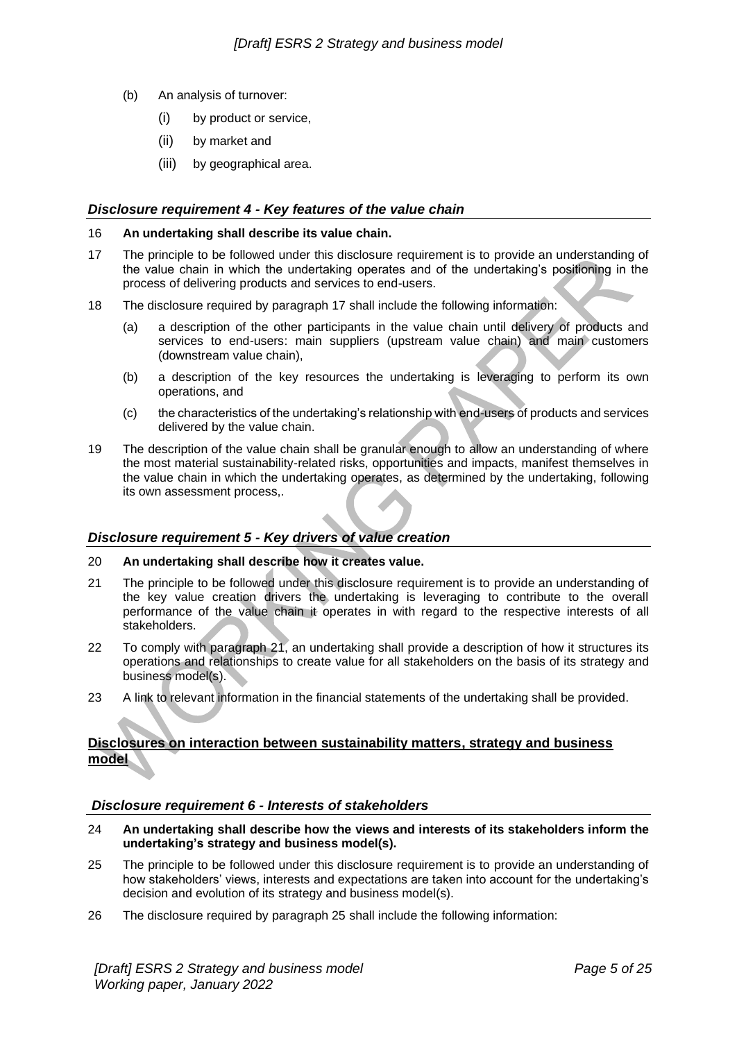(b) An analysis of turnover:

(i) by product or service,

(ii) by market and

(iii) by geographical area.

### *Disclosure requirement 4 - Key features of the value chain*

16 **An undertaking shall describe its value chain.**

17 The principle to be followed under this disclosure requirement is to provide an understanding of the value chain in which the undertaking operates and of the undertaking's positioning in the process of delivering products and services to end-users.

18 The disclosure required by paragraph 17 shall include the following information:

(a) a description of the other participants in the value chain until delivery of products and services to end-users: main suppliers (upstream value chain) and main customers (downstream value chain),

(b) a description of the key resources the undertaking is leveraging to perform its own operations, and

(c) the characteristics of the undertaking's relationship with end-users of products and services delivered by the value chain.

19 The description of the value chain shall be granular enough to allow an understanding of where the most material sustainability-related risks, opportunities and impacts, manifest themselves in the value chain in which the undertaking operates, as determined by the undertaking, following its own assessment process,.

### *Disclosure requirement 5 - Key drivers of value creation*

20 **An undertaking shall describe how it creates value.**

21 The principle to be followed under this disclosure requirement is to provide an understanding of the key value creation drivers the undertaking is leveraging to contribute to the overall performance of the value chain it operates in with regard to the respective interests of all stakeholders.

22 To comply with paragraph 21, an undertaking shall provide a description of how it structures its operations and relationships to create value for all stakeholders on the basis of its strategy and business model(s).

23 A link to relevant information in the financial statements of the undertaking shall be provided.

## Disclosures on interaction between sustainability matters, strategy and business model

### *Disclosure requirement 6 - Interests of stakeholders*

24 **An undertaking shall describe how the views and interests of its stakeholders inform the undertaking's strategy and business model(s).**

25 The principle to be followed under this disclosure requirement is to provide an understanding of how stakeholders' views, interests and expectations are taken into account for the undertaking's decision and evolution of its strategy and business model(s).

26 The disclosure required by paragraph 25 shall include the following information: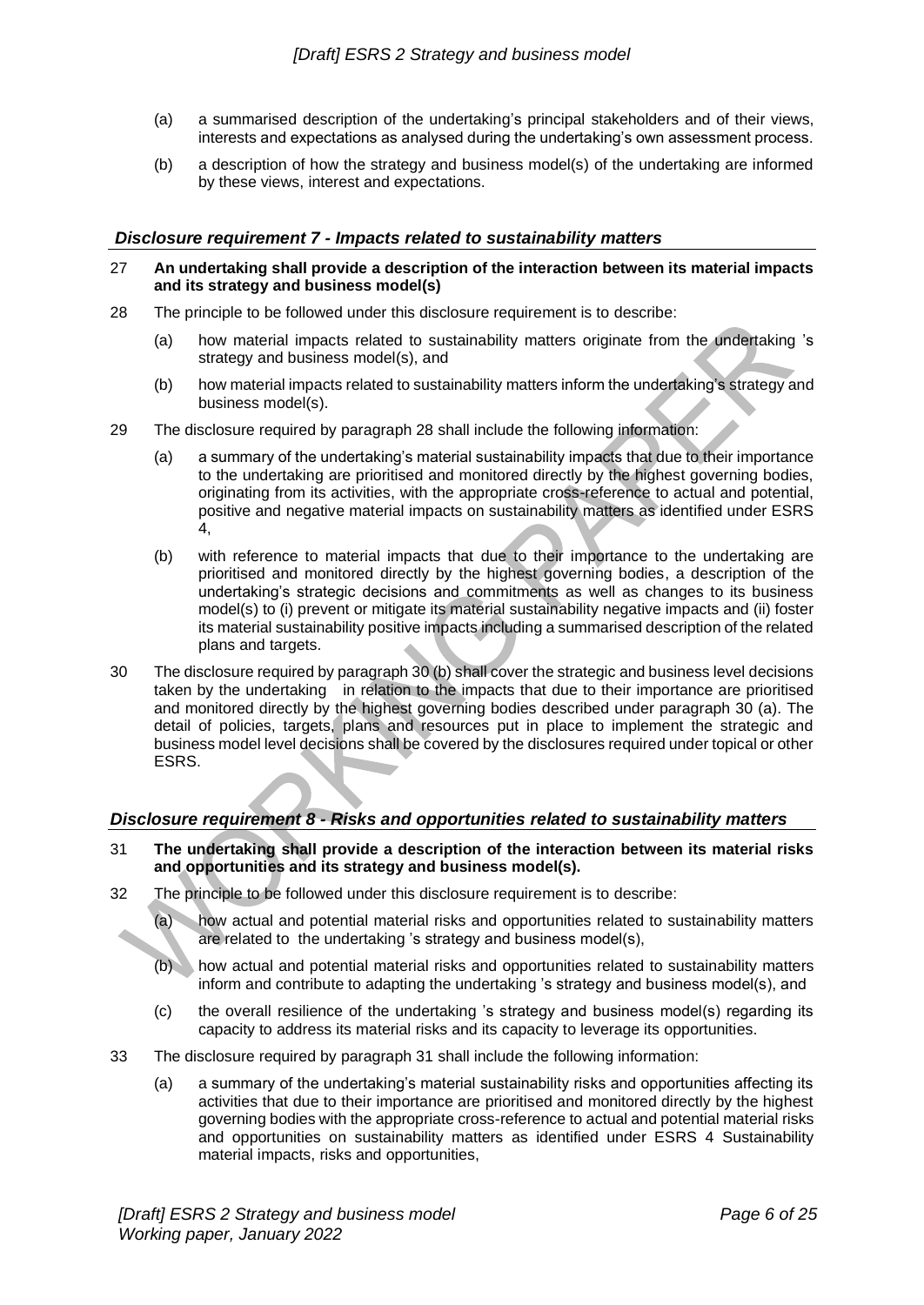(a) a summarised description of the undertaking's principal stakeholders and of their views, interests and expectations as analysed during the undertaking's own assessment process.

(b) a description of how the strategy and business model(s) of the undertaking are informed by these views, interest and expectations.

### *Disclosure requirement 7 - Impacts related to sustainability matters*

27 **An undertaking shall provide a description of the interaction between its material impacts and its strategy and business model(s)**

28 The principle to be followed under this disclosure requirement is to describe:

(a) how material impacts related to sustainability matters originate from the undertaking 's strategy and business model(s), and

(b) how material impacts related to sustainability matters inform the undertaking's strategy and business model(s).

29 The disclosure required by paragraph 28 shall include the following information:

(a) a summary of the undertaking's material sustainability impacts that due to their importance to the undertaking are prioritised and monitored directly by the highest governing bodies, originating from its activities, with the appropriate cross-reference to actual and potential, positive and negative material impacts on sustainability matters as identified under ESRS 4,

(b) with reference to material impacts that due to their importance to the undertaking are prioritised and monitored directly by the highest governing bodies, a description of the undertaking's strategic decisions and commitments as well as changes to its business model(s) to (i) prevent or mitigate its material sustainability negative impacts and (ii) foster its material sustainability positive impacts including a summarised description of the related plans and targets.

30 The disclosure required by paragraph 30 (b) shall cover the strategic and business level decisions taken by the undertaking in relation to the impacts that due to their importance are prioritised and monitored directly by the highest governing bodies described under paragraph 30 (a). The detail of policies, targets, plans and resources put in place to implement the strategic and business model level decisions shall be covered by the disclosures required under topical or other ESRS.

### *Disclosure requirement 8 - Risks and opportunities related to sustainability matters*

31 **The undertaking shall provide a description of the interaction between its material risks and opportunities and its strategy and business model(s).**

32 The principle to be followed under this disclosure requirement is to describe:

(a) how actual and potential material risks and opportunities related to sustainability matters are related to the undertaking 's strategy and business model(s),

(b) how actual and potential material risks and opportunities related to sustainability matters inform and contribute to adapting the undertaking 's strategy and business model(s), and

(c) the overall resilience of the undertaking 's strategy and business model(s) regarding its capacity to address its material risks and its capacity to leverage its opportunities.

33 The disclosure required by paragraph 31 shall include the following information:

(a) a summary of the undertaking's material sustainability risks and opportunities affecting its activities that due to their importance are prioritised and monitored directly by the highest governing bodies with the appropriate cross-reference to actual and potential material risks and opportunities on sustainability matters as identified under ESRS 4 Sustainability material impacts, risks and opportunities,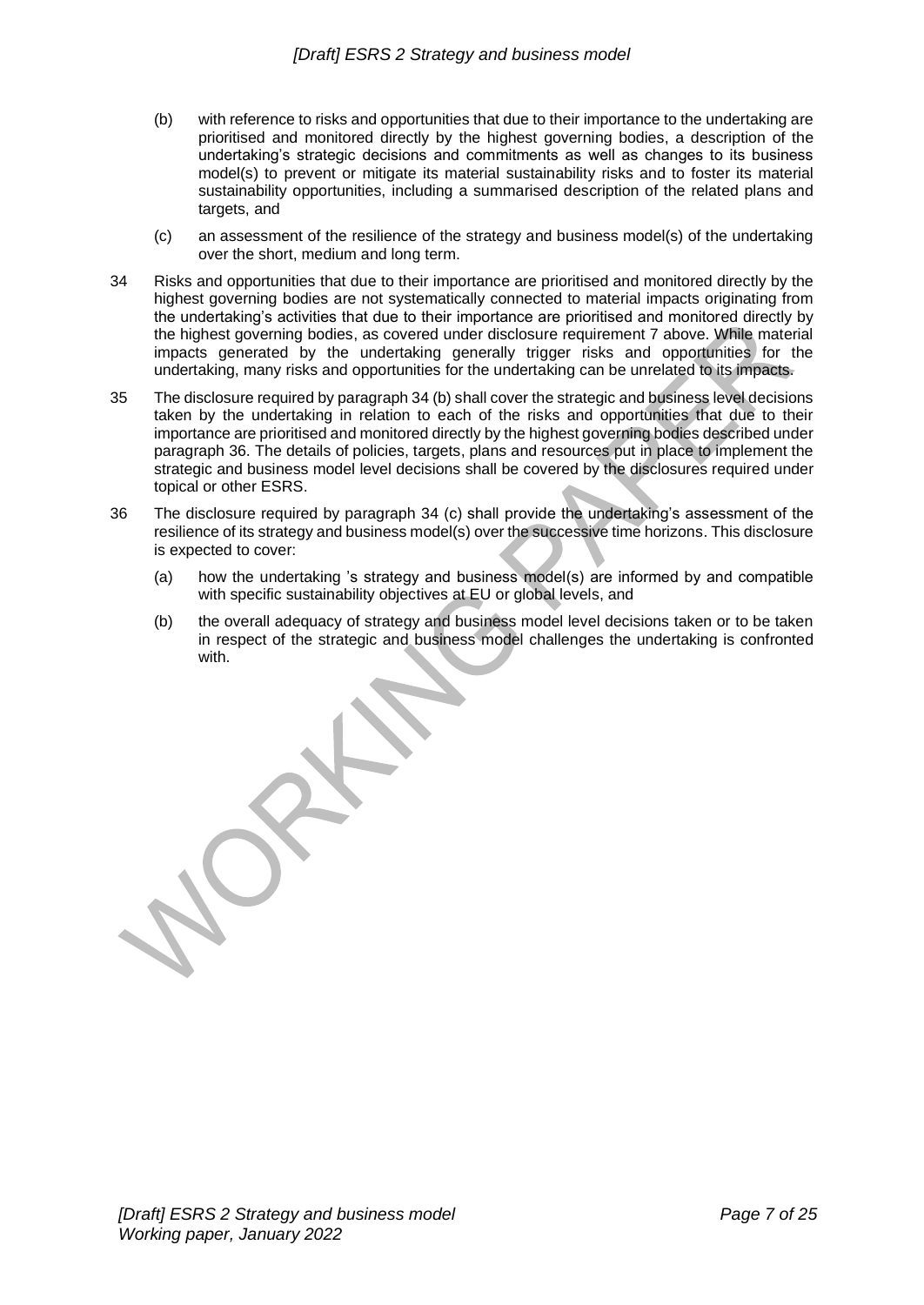(b) with reference to risks and opportunities that due to their importance to the undertaking are prioritised and monitored directly by the highest governing bodies, a description of the undertaking's strategic decisions and commitments as well as changes to its business model(s) to prevent or mitigate its material sustainability risks and to foster its material sustainability opportunities, including a summarised description of the related plans and targets, and

(c) an assessment of the resilience of the strategy and business model(s) of the undertaking over the short, medium and long term.

34 Risks and opportunities that due to their importance are prioritised and monitored directly by the highest governing bodies are not systematically connected to material impacts originating from the undertaking's activities that due to their importance are prioritised and monitored directly by the highest governing bodies, as covered under disclosure requirement 7 above. While material impacts generated by the undertaking generally trigger risks and opportunities for the undertaking, many risks and opportunities for the undertaking can be unrelated to its impacts.

35 The disclosure required by paragraph 34 (b) shall cover the strategic and business level decisions taken by the undertaking in relation to each of the risks and opportunities that due to their importance are prioritised and monitored directly by the highest governing bodies described under paragraph 36. The details of policies, targets, plans and resources put in place to implement the strategic and business model level decisions shall be covered by the disclosures required under topical or other ESRS.

36 The disclosure required by paragraph 34 (c) shall provide the undertaking's assessment of the resilience of its strategy and business model(s) over the successive time horizons. This disclosure is expected to cover:

(a) how the undertaking 's strategy and business model(s) are informed by and compatible with specific sustainability objectives at EU or global levels, and

(b) the overall adequacy of strategy and business model level decisions taken or to be taken in respect of the strategic and business model challenges the undertaking is confronted with.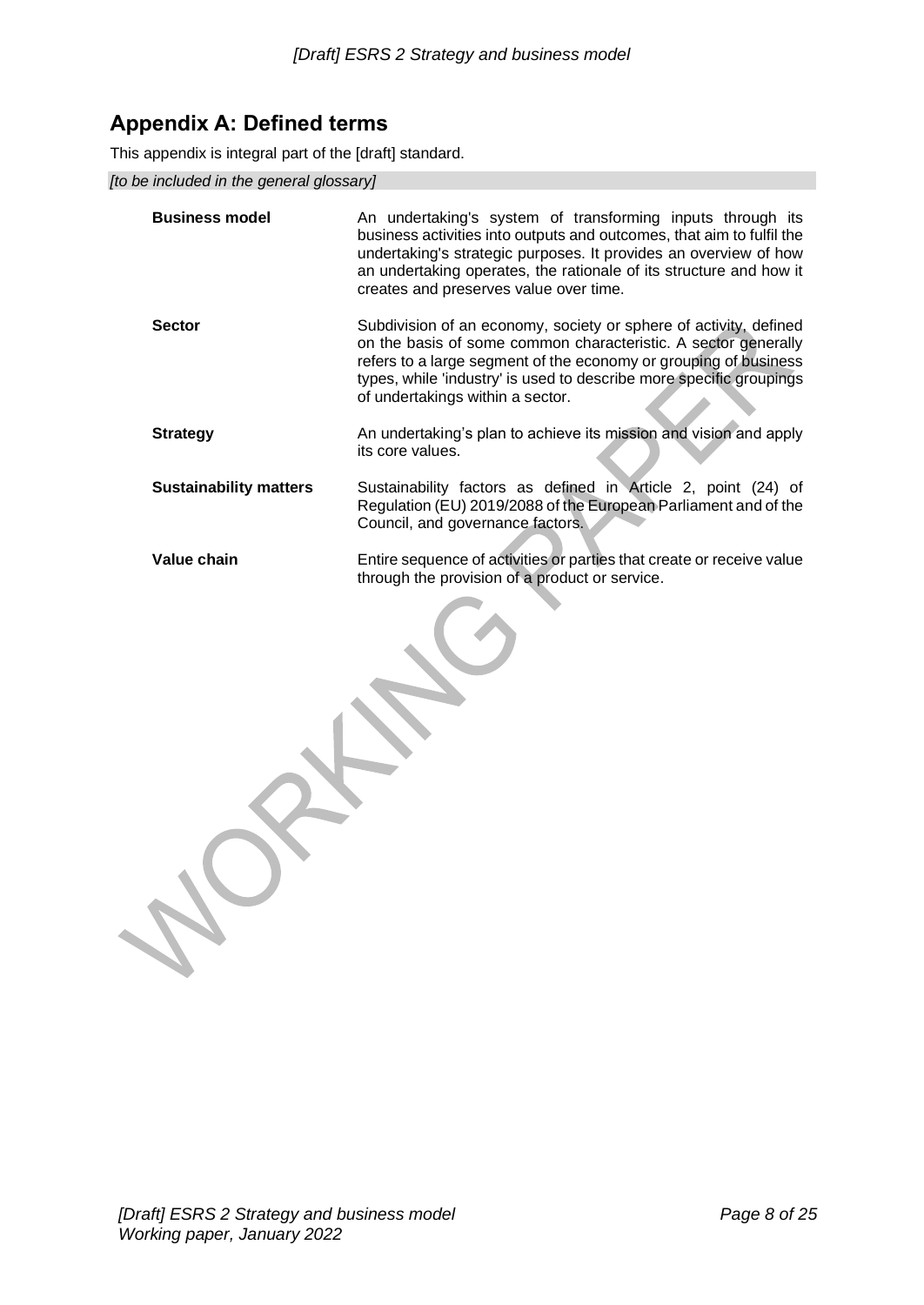## Appendix A: Defined terms

This appendix is integral part of the [draft] standard.

*[to be included in the general glossary]*

| | |
|---|---|
| **Business model** | An undertaking's system of transforming inputs through its business activities into outputs and outcomes, that aim to fulfil the undertaking's strategic purposes. It provides an overview of how an undertaking operates, the rationale of its structure and how it creates and preserves value over time. |
| **Sector** | Subdivision of an economy, society or sphere of activity, defined on the basis of some common characteristic. A sector generally refers to a large segment of the economy or grouping of business types, while 'industry' is used to describe more specific groupings of undertakings within a sector. |
| **Strategy** | An undertaking's plan to achieve its mission and vision and apply its core values. |
| **Sustainability matters** | Sustainability factors as defined in Article 2, point (24) of Regulation (EU) 2019/2088 of the European Parliament and of the Council, and governance factors. |
| **Value chain** | Entire sequence of activities or parties that create or receive value through the provision of a product or service. |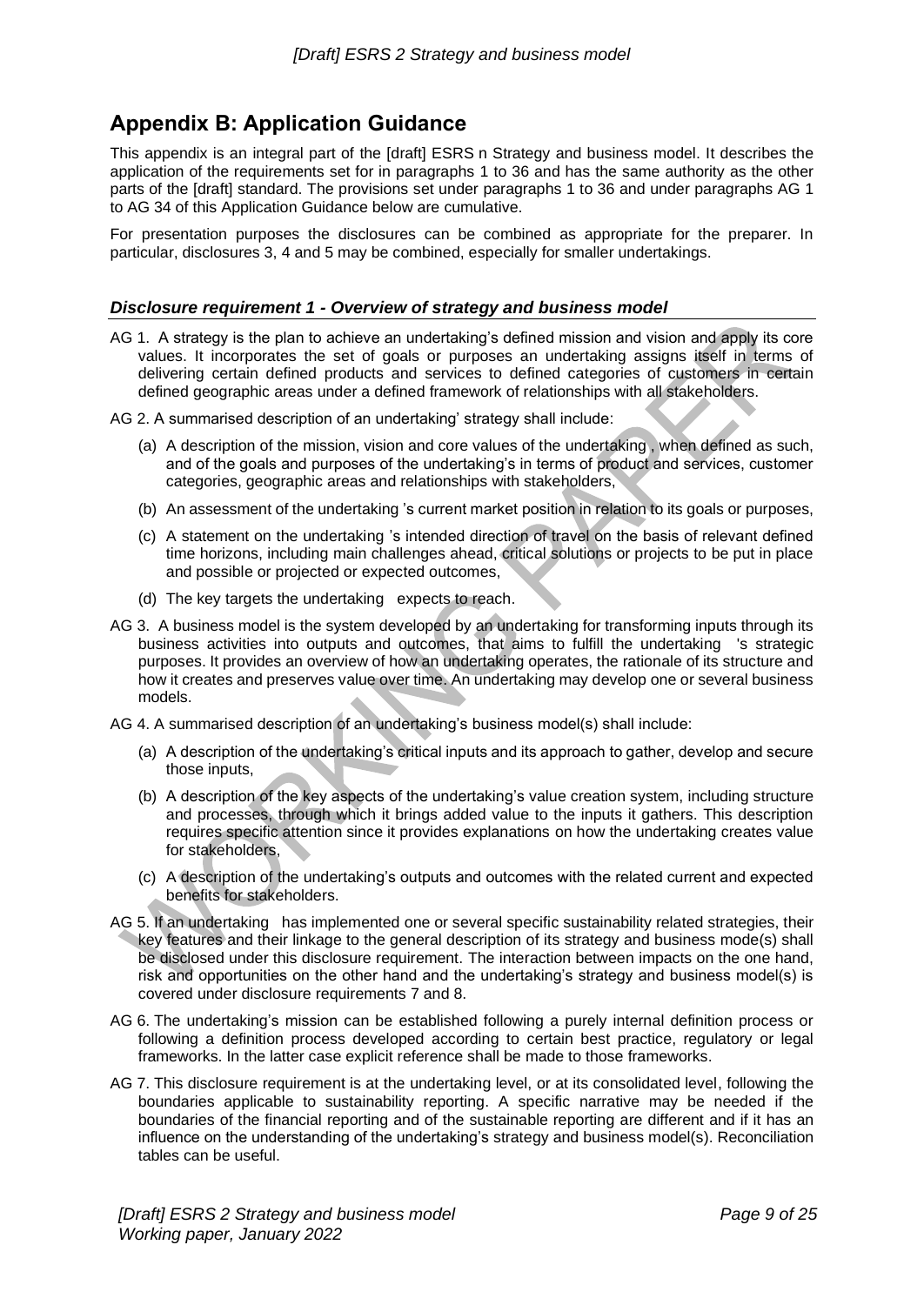## Appendix B: Application Guidance

This appendix is an integral part of the [draft] ESRS n Strategy and business model. It describes the application of the requirements set for in paragraphs 1 to 36 and has the same authority as the other parts of the [draft] standard. The provisions set under paragraphs 1 to 36 and under paragraphs AG 1 to AG 34 of this Application Guidance below are cumulative.

For presentation purposes the disclosures can be combined as appropriate for the preparer. In particular, disclosures 3, 4 and 5 may be combined, especially for smaller undertakings.

### *Disclosure requirement 1 - Overview of strategy and business model*

AG 1. A strategy is the plan to achieve an undertaking's defined mission and vision and apply its core values. It incorporates the set of goals or purposes an undertaking assigns itself in terms of delivering certain defined products and services to defined categories of customers in certain defined geographic areas under a defined framework of relationships with all stakeholders.

AG 2. A summarised description of an undertaking' strategy shall include:

(a) A description of the mission, vision and core values of the undertaking , when defined as such, and of the goals and purposes of the undertaking's in terms of product and services, customer categories, geographic areas and relationships with stakeholders,

(b) An assessment of the undertaking 's current market position in relation to its goals or purposes,

(c) A statement on the undertaking 's intended direction of travel on the basis of relevant defined time horizons, including main challenges ahead, critical solutions or projects to be put in place and possible or projected or expected outcomes,

(d) The key targets the undertaking expects to reach.

AG 3. A business model is the system developed by an undertaking for transforming inputs through its business activities into outputs and outcomes, that aims to fulfill the undertaking 's strategic purposes. It provides an overview of how an undertaking operates, the rationale of its structure and how it creates and preserves value over time. An undertaking may develop one or several business models.

AG 4. A summarised description of an undertaking's business model(s) shall include:

(a) A description of the undertaking's critical inputs and its approach to gather, develop and secure those inputs,

(b) A description of the key aspects of the undertaking's value creation system, including structure and processes, through which it brings added value to the inputs it gathers. This description requires specific attention since it provides explanations on how the undertaking creates value for stakeholders,

(c) A description of the undertaking's outputs and outcomes with the related current and expected benefits for stakeholders.

AG 5. If an undertaking has implemented one or several specific sustainability related strategies, their key features and their linkage to the general description of its strategy and business mode(s) shall be disclosed under this disclosure requirement. The interaction between impacts on the one hand, risk and opportunities on the other hand and the undertaking's strategy and business model(s) is covered under disclosure requirements 7 and 8.

AG 6. The undertaking's mission can be established following a purely internal definition process or following a definition process developed according to certain best practice, regulatory or legal frameworks. In the latter case explicit reference shall be made to those frameworks.

AG 7. This disclosure requirement is at the undertaking level, or at its consolidated level, following the boundaries applicable to sustainability reporting. A specific narrative may be needed if the boundaries of the financial reporting and of the sustainable reporting are different and if it has an influence on the understanding of the undertaking's strategy and business model(s). Reconciliation tables can be useful.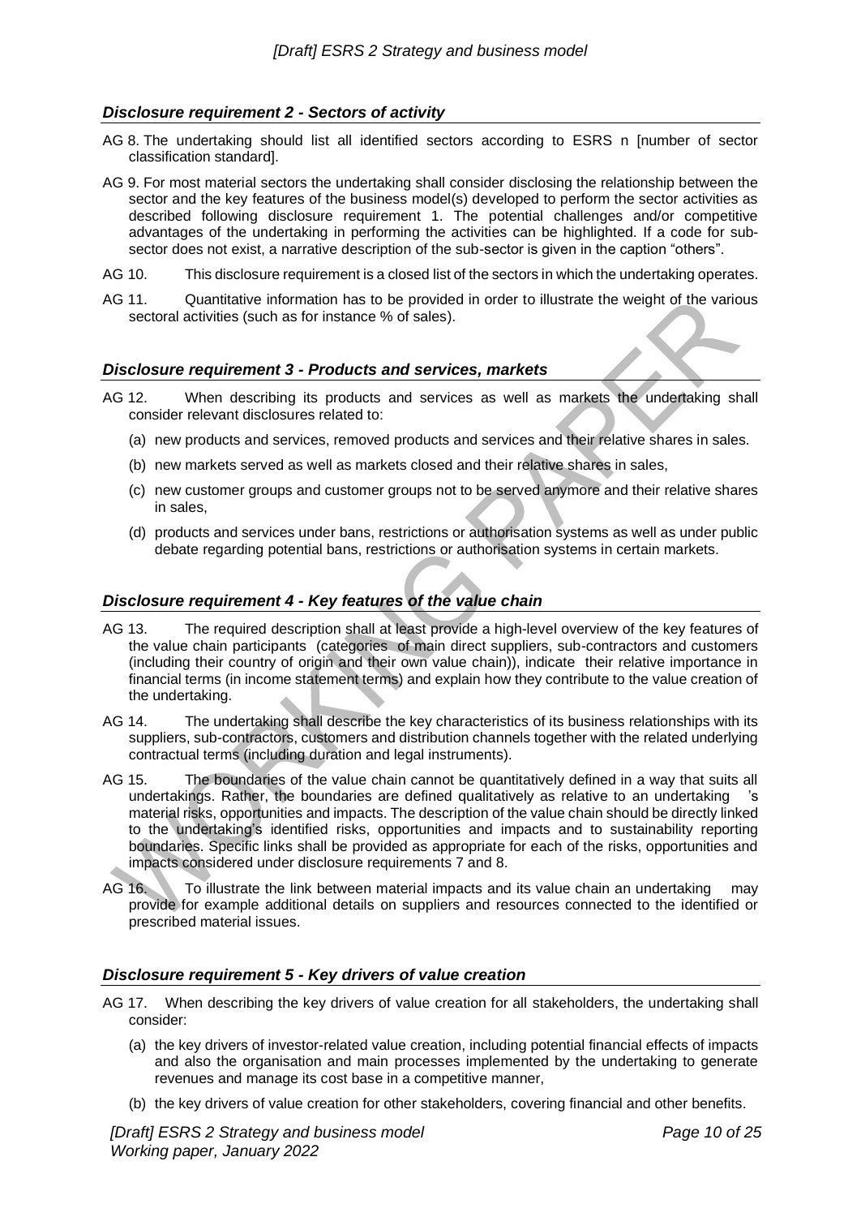### *Disclosure requirement 2 - Sectors of activity*

AG 8. The undertaking should list all identified sectors according to ESRS n [number of sector classification standard].

AG 9. For most material sectors the undertaking shall consider disclosing the relationship between the sector and the key features of the business model(s) developed to perform the sector activities as described following disclosure requirement 1. The potential challenges and/or competitive advantages of the undertaking in performing the activities can be highlighted. If a code for sub-sector does not exist, a narrative description of the sub-sector is given in the caption "others".

AG 10. This disclosure requirement is a closed list of the sectors in which the undertaking operates.

AG 11. Quantitative information has to be provided in order to illustrate the weight of the various sectoral activities (such as for instance % of sales).

### *Disclosure requirement 3 - Products and services, markets*

AG 12. When describing its products and services as well as markets the undertaking shall consider relevant disclosures related to:

(a) new products and services, removed products and services and their relative shares in sales.

(b) new markets served as well as markets closed and their relative shares in sales,

(c) new customer groups and customer groups not to be served anymore and their relative shares in sales,

(d) products and services under bans, restrictions or authorisation systems as well as under public debate regarding potential bans, restrictions or authorisation systems in certain markets.

### *Disclosure requirement 4 - Key features of the value chain*

AG 13. The required description shall at least provide a high-level overview of the key features of the value chain participants (categories of main direct suppliers, sub-contractors and customers (including their country of origin and their own value chain)), indicate their relative importance in financial terms (in income statement terms) and explain how they contribute to the value creation of the undertaking.

AG 14. The undertaking shall describe the key characteristics of its business relationships with its suppliers, sub-contractors, customers and distribution channels together with the related underlying contractual terms (including duration and legal instruments).

AG 15. The boundaries of the value chain cannot be quantitatively defined in a way that suits all undertakings. Rather, the boundaries are defined qualitatively as relative to an undertaking 's material risks, opportunities and impacts. The description of the value chain should be directly linked to the undertaking's identified risks, opportunities and impacts and to sustainability reporting boundaries. Specific links shall be provided as appropriate for each of the risks, opportunities and impacts considered under disclosure requirements 7 and 8.

AG 16. To illustrate the link between material impacts and its value chain an undertaking may provide for example additional details on suppliers and resources connected to the identified or prescribed material issues.

### *Disclosure requirement 5 - Key drivers of value creation*

AG 17. When describing the key drivers of value creation for all stakeholders, the undertaking shall consider:

(a) the key drivers of investor-related value creation, including potential financial effects of impacts and also the organisation and main processes implemented by the undertaking to generate revenues and manage its cost base in a competitive manner,

(b) the key drivers of value creation for other stakeholders, covering financial and other benefits.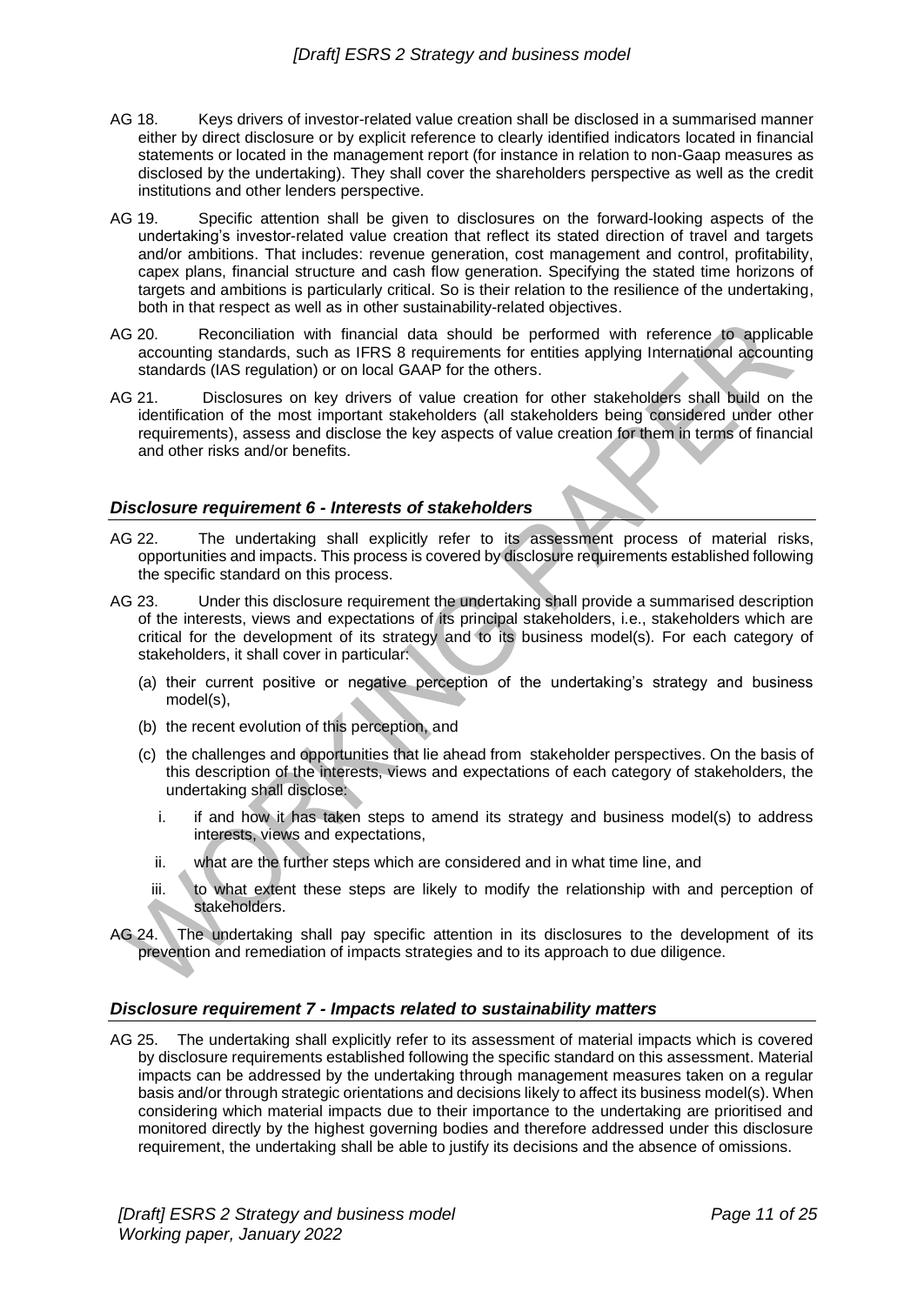AG 18. Keys drivers of investor-related value creation shall be disclosed in a summarised manner either by direct disclosure or by explicit reference to clearly identified indicators located in financial statements or located in the management report (for instance in relation to non-Gaap measures as disclosed by the undertaking). They shall cover the shareholders perspective as well as the credit institutions and other lenders perspective.

AG 19. Specific attention shall be given to disclosures on the forward-looking aspects of the undertaking's investor-related value creation that reflect its stated direction of travel and targets and/or ambitions. That includes: revenue generation, cost management and control, profitability, capex plans, financial structure and cash flow generation. Specifying the stated time horizons of targets and ambitions is particularly critical. So is their relation to the resilience of the undertaking, both in that respect as well as in other sustainability-related objectives.

AG 20. Reconciliation with financial data should be performed with reference to applicable accounting standards, such as IFRS 8 requirements for entities applying International accounting standards (IAS regulation) or on local GAAP for the others.

AG 21. Disclosures on key drivers of value creation for other stakeholders shall build on the identification of the most important stakeholders (all stakeholders being considered under other requirements), assess and disclose the key aspects of value creation for them in terms of financial and other risks and/or benefits.

### *Disclosure requirement 6 - Interests of stakeholders*

AG 22. The undertaking shall explicitly refer to its assessment process of material risks, opportunities and impacts. This process is covered by disclosure requirements established following the specific standard on this process.

AG 23. Under this disclosure requirement the undertaking shall provide a summarised description of the interests, views and expectations of its principal stakeholders, i.e., stakeholders which are critical for the development of its strategy and to its business model(s). For each category of stakeholders, it shall cover in particular:

(a) their current positive or negative perception of the undertaking's strategy and business model(s),

(b) the recent evolution of this perception, and

(c) the challenges and opportunities that lie ahead from stakeholder perspectives. On the basis of this description of the interests, views and expectations of each category of stakeholders, the undertaking shall disclose:

  i. if and how it has taken steps to amend its strategy and business model(s) to address interests, views and expectations,

  ii. what are the further steps which are considered and in what time line, and

  iii. to what extent these steps are likely to modify the relationship with and perception of stakeholders.

AG 24. The undertaking shall pay specific attention in its disclosures to the development of its prevention and remediation of impacts strategies and to its approach to due diligence.

### *Disclosure requirement 7 - Impacts related to sustainability matters*

AG 25. The undertaking shall explicitly refer to its assessment of material impacts which is covered by disclosure requirements established following the specific standard on this assessment. Material impacts can be addressed by the undertaking through management measures taken on a regular basis and/or through strategic orientations and decisions likely to affect its business model(s). When considering which material impacts due to their importance to the undertaking are prioritised and monitored directly by the highest governing bodies and therefore addressed under this disclosure requirement, the undertaking shall be able to justify its decisions and the absence of omissions.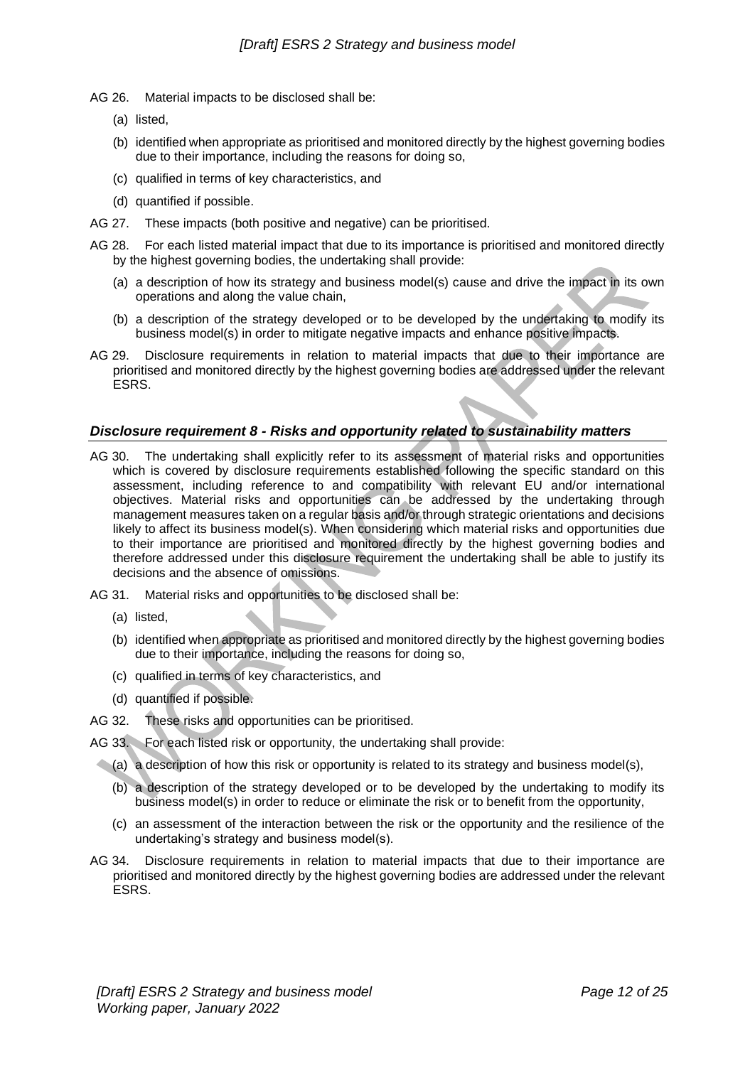AG 26. Material impacts to be disclosed shall be:

(a) listed,

(b) identified when appropriate as prioritised and monitored directly by the highest governing bodies due to their importance, including the reasons for doing so,

(c) qualified in terms of key characteristics, and

(d) quantified if possible.

AG 27. These impacts (both positive and negative) can be prioritised.

AG 28. For each listed material impact that due to its importance is prioritised and monitored directly by the highest governing bodies, the undertaking shall provide:

(a) a description of how its strategy and business model(s) cause and drive the impact in its own operations and along the value chain,

(b) a description of the strategy developed or to be developed by the undertaking to modify its business model(s) in order to mitigate negative impacts and enhance positive impacts.

AG 29. Disclosure requirements in relation to material impacts that due to their importance are prioritised and monitored directly by the highest governing bodies are addressed under the relevant ESRS.

### *Disclosure requirement 8 - Risks and opportunity related to sustainability matters*

AG 30. The undertaking shall explicitly refer to its assessment of material risks and opportunities which is covered by disclosure requirements established following the specific standard on this assessment, including reference to and compatibility with relevant EU and/or international objectives. Material risks and opportunities can be addressed by the undertaking through management measures taken on a regular basis and/or through strategic orientations and decisions likely to affect its business model(s). When considering which material risks and opportunities due to their importance are prioritised and monitored directly by the highest governing bodies and therefore addressed under this disclosure requirement the undertaking shall be able to justify its decisions and the absence of omissions.

AG 31. Material risks and opportunities to be disclosed shall be:

(a) listed,

(b) identified when appropriate as prioritised and monitored directly by the highest governing bodies due to their importance, including the reasons for doing so,

(c) qualified in terms of key characteristics, and

(d) quantified if possible.

AG 32. These risks and opportunities can be prioritised.

AG 33. For each listed risk or opportunity, the undertaking shall provide:

(a) a description of how this risk or opportunity is related to its strategy and business model(s),

(b) a description of the strategy developed or to be developed by the undertaking to modify its business model(s) in order to reduce or eliminate the risk or to benefit from the opportunity,

(c) an assessment of the interaction between the risk or the opportunity and the resilience of the undertaking's strategy and business model(s).

AG 34. Disclosure requirements in relation to material impacts that due to their importance are prioritised and monitored directly by the highest governing bodies are addressed under the relevant ESRS.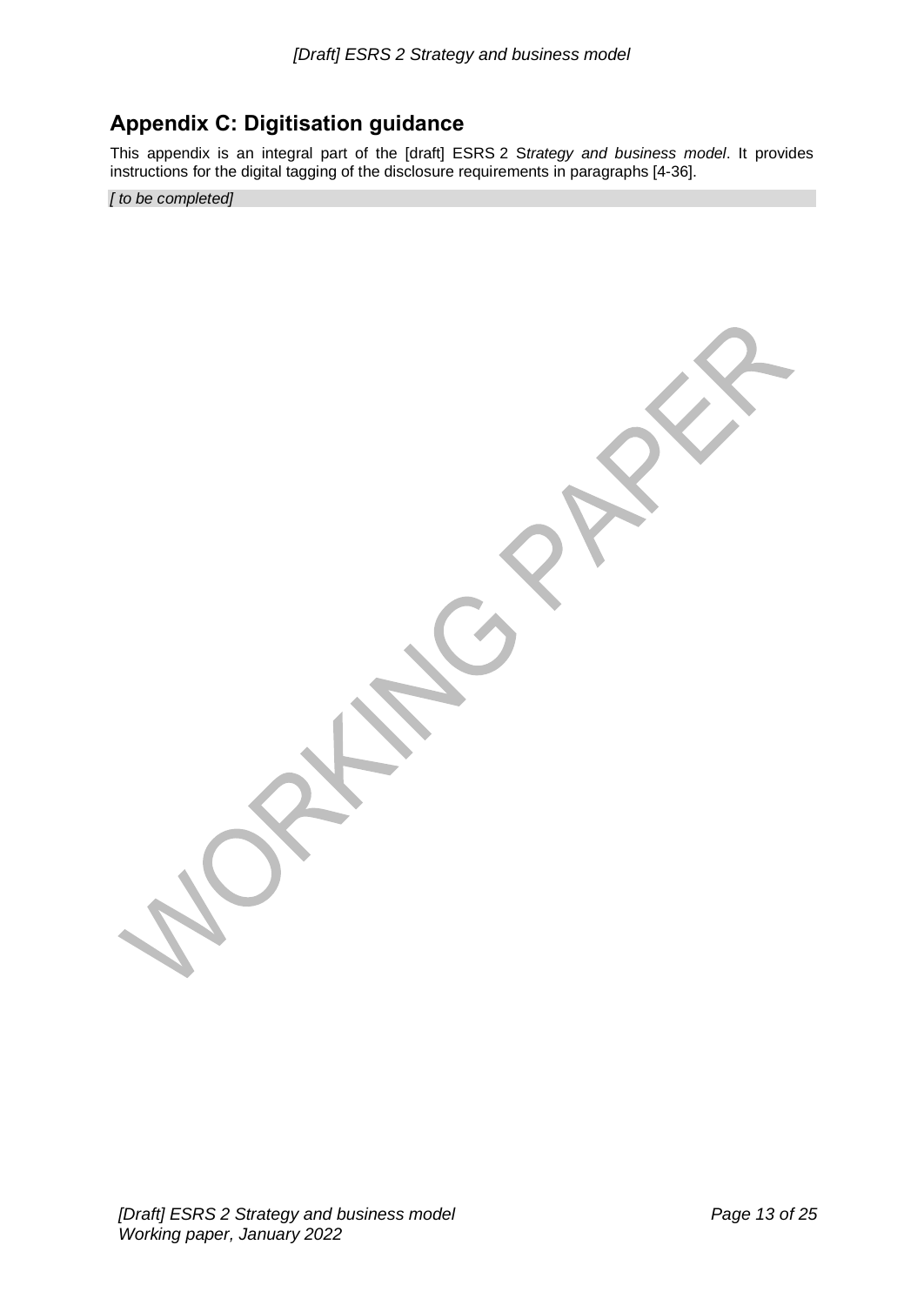## Appendix C: Digitisation guidance

This appendix is an integral part of the [draft] ESRS 2 S*trategy and business model*. It provides instructions for the digital tagging of the disclosure requirements in paragraphs [4-36].

*[ to be completed]*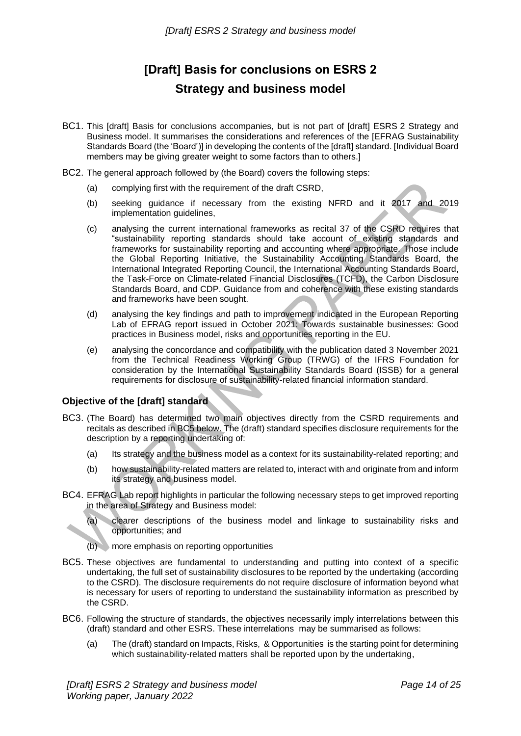# [Draft] Basis for conclusions on ESRS 2 Strategy and business model

BC1. This [draft] Basis for conclusions accompanies, but is not part of [draft] ESRS 2 Strategy and Business model. It summarises the considerations and references of the [EFRAG Sustainability Standards Board (the 'Board')] in developing the contents of the [draft] standard. [Individual Board members may be giving greater weight to some factors than to others.]

BC2. The general approach followed by (the Board) covers the following steps:

(a) complying first with the requirement of the draft CSRD,

(b) seeking guidance if necessary from the existing NFRD and it 2017 and 2019 implementation guidelines,

(c) analysing the current international frameworks as recital 37 of the CSRD requires that "sustainability reporting standards should take account of existing standards and frameworks for sustainability reporting and accounting where appropriate. Those include the Global Reporting Initiative, the Sustainability Accounting Standards Board, the International Integrated Reporting Council, the International Accounting Standards Board, the Task-Force on Climate-related Financial Disclosures (TCFD), the Carbon Disclosure Standards Board, and CDP. Guidance from and coherence with these existing standards and frameworks have been sought.

(d) analysing the key findings and path to improvement indicated in the European Reporting Lab of EFRAG report issued in October 2021: Towards sustainable businesses: Good practices in Business model, risks and opportunities reporting in the EU.

(e) analysing the concordance and compatibility with the publication dated 3 November 2021 from the Technical Readiness Working Group (TRWG) of the IFRS Foundation for consideration by the International Sustainability Standards Board (ISSB) for a general requirements for disclosure of sustainability-related financial information standard.

## Objective of the [draft] standard

BC3. (The Board) has determined two main objectives directly from the CSRD requirements and recitals as described in BC5 below. The (draft) standard specifies disclosure requirements for the description by a reporting undertaking of:

(a) Its strategy and the business model as a context for its sustainability-related reporting; and

(b) how sustainability-related matters are related to, interact with and originate from and inform its strategy and business model.

BC4. EFRAG Lab report highlights in particular the following necessary steps to get improved reporting in the area of Strategy and Business model:

(a) clearer descriptions of the business model and linkage to sustainability risks and opportunities; and

(b) more emphasis on reporting opportunities

BC5. These objectives are fundamental to understanding and putting into context of a specific undertaking, the full set of sustainability disclosures to be reported by the undertaking (according to the CSRD). The disclosure requirements do not require disclosure of information beyond what is necessary for users of reporting to understand the sustainability information as prescribed by the CSRD.

BC6. Following the structure of standards, the objectives necessarily imply interrelations between this (draft) standard and other ESRS. These interrelations may be summarised as follows:

(a) The (draft) standard on Impacts, Risks, & Opportunities is the starting point for determining which sustainability-related matters shall be reported upon by the undertaking,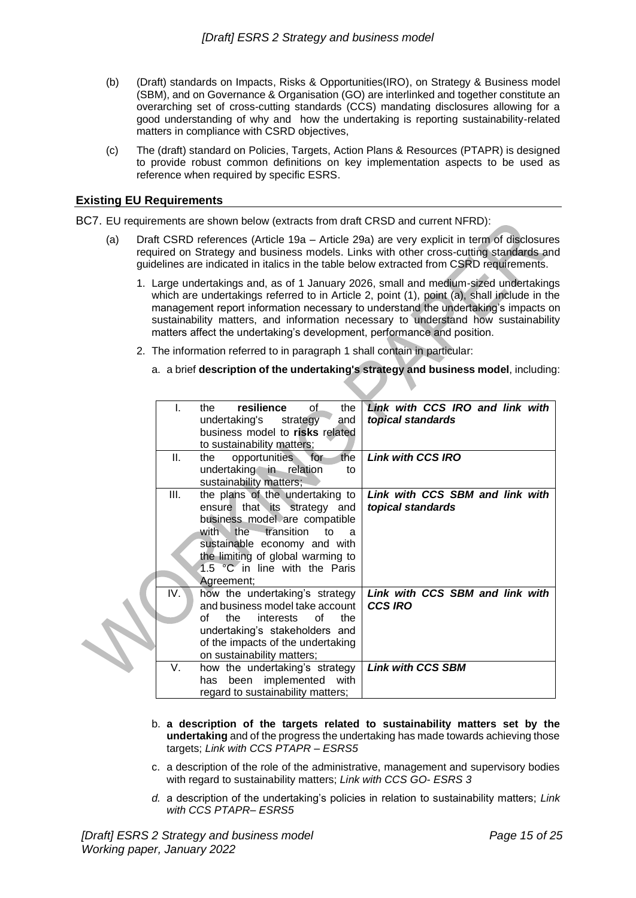(b) (Draft) standards on Impacts, Risks & Opportunities(IRO), on Strategy & Business model (SBM), and on Governance & Organisation (GO) are interlinked and together constitute an overarching set of cross-cutting standards (CCS) mandating disclosures allowing for a good understanding of why and how the undertaking is reporting sustainability-related matters in compliance with CSRD objectives,

(c) The (draft) standard on Policies, Targets, Action Plans & Resources (PTAPR) is designed to provide robust common definitions on key implementation aspects to be used as reference when required by specific ESRS.

## Existing EU Requirements

BC7. EU requirements are shown below (extracts from draft CRSD and current NFRD):

(a) Draft CSRD references (Article 19a – Article 29a) are very explicit in term of disclosures required on Strategy and business models. Links with other cross-cutting standards and guidelines are indicated in italics in the table below extracted from CSRD requirements.

1. Large undertakings and, as of 1 January 2026, small and medium-sized undertakings which are undertakings referred to in Article 2, point (1), point (a), shall include in the management report information necessary to understand the undertaking's impacts on sustainability matters, and information necessary to understand how sustainability matters affect the undertaking's development, performance and position.

2. The information referred to in paragraph 1 shall contain in particular:

   a. a brief **description of the undertaking's strategy and business model**, including:

| | | |
|---|---|---|
| I. | the **resilience** of the undertaking's strategy and business model to **risks** related to sustainability matters; | ***Link with CCS IRO and link with topical standards*** |
| II. | the opportunities for the undertaking in relation to sustainability matters; | ***Link with CCS IRO*** |
| III. | the plans of the undertaking to ensure that its strategy and business model are compatible with the transition to a sustainable economy and with the limiting of global warming to 1.5 °C in line with the Paris Agreement; | ***Link with CCS SBM and link with topical standards*** |
| IV. | how the undertaking's strategy and business model take account of the interests of the undertaking's stakeholders and of the impacts of the undertaking on sustainability matters; | ***Link with CCS SBM and link with CCS IRO*** |
| V. | how the undertaking's strategy has been implemented with regard to sustainability matters; | ***Link with CCS SBM*** |

   b. **a description of the targets related to sustainability matters set by the undertaking** and of the progress the undertaking has made towards achieving those targets; *Link with CCS PTAPR – ESRS5*

   c. a description of the role of the administrative, management and supervisory bodies with regard to sustainability matters; *Link with CCS GO- ESRS 3*

   *d.* a description of the undertaking's policies in relation to sustainability matters; *Link with CCS PTAPR– ESRS5*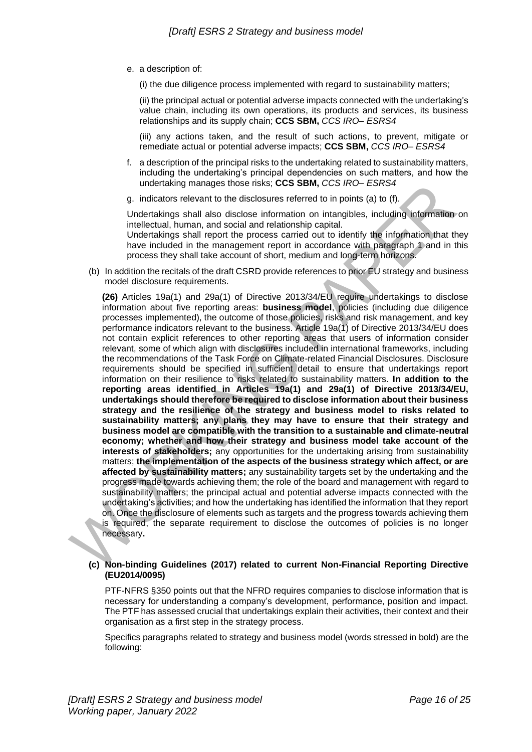e. a description of:

   (i) the due diligence process implemented with regard to sustainability matters;

   (ii) the principal actual or potential adverse impacts connected with the undertaking's value chain, including its own operations, its products and services, its business relationships and its supply chain; **CCS SBM,** *CCS IRO– ESRS4*

   (iii) any actions taken, and the result of such actions, to prevent, mitigate or remediate actual or potential adverse impacts; **CCS SBM,** *CCS IRO– ESRS4*

f. a description of the principal risks to the undertaking related to sustainability matters, including the undertaking's principal dependencies on such matters, and how the undertaking manages those risks; **CCS SBM,** *CCS IRO– ESRS4*

g. indicators relevant to the disclosures referred to in points (a) to (f).

Undertakings shall also disclose information on intangibles, including information on intellectual, human, and social and relationship capital.
Undertakings shall report the process carried out to identify the information that they have included in the management report in accordance with paragraph 1 and in this process they shall take account of short, medium and long-term horizons.

(b) In addition the recitals of the draft CSRD provide references to prior EU strategy and business model disclosure requirements.

**(26)** Articles 19a(1) and 29a(1) of Directive 2013/34/EU require undertakings to disclose information about five reporting areas: **business model**, policies (including due diligence processes implemented), the outcome of those policies, risks and risk management, and key performance indicators relevant to the business. Article 19a(1) of Directive 2013/34/EU does not contain explicit references to other reporting areas that users of information consider relevant, some of which align with disclosures included in international frameworks, including the recommendations of the Task Force on Climate-related Financial Disclosures. Disclosure requirements should be specified in sufficient detail to ensure that undertakings report information on their resilience to risks related to sustainability matters. **In addition to the reporting areas identified in Articles 19a(1) and 29a(1) of Directive 2013/34/EU, undertakings should therefore be required to disclose information about their business strategy and the resilience of the strategy and business model to risks related to sustainability matters; any plans they may have to ensure that their strategy and business model are compatible with the transition to a sustainable and climate-neutral economy; whether and how their strategy and business model take account of the interests of stakeholders;** any opportunities for the undertaking arising from sustainability matters; **the implementation of the aspects of the business strategy which affect, or are affected by sustainability matters;** any sustainability targets set by the undertaking and the progress made towards achieving them; the role of the board and management with regard to sustainability matters; the principal actual and potential adverse impacts connected with the undertaking's activities; and how the undertaking has identified the information that they report on. Once the disclosure of elements such as targets and the progress towards achieving them is required, the separate requirement to disclose the outcomes of policies is no longer necessary**.**

**(c) Non-binding Guidelines (2017) related to current Non-Financial Reporting Directive (EU2014/0095)**

PTF-NFRS §350 points out that the NFRD requires companies to disclose information that is necessary for understanding a company's development, performance, position and impact. The PTF has assessed crucial that undertakings explain their activities, their context and their organisation as a first step in the strategy process.

Specifics paragraphs related to strategy and business model (words stressed in bold) are the following: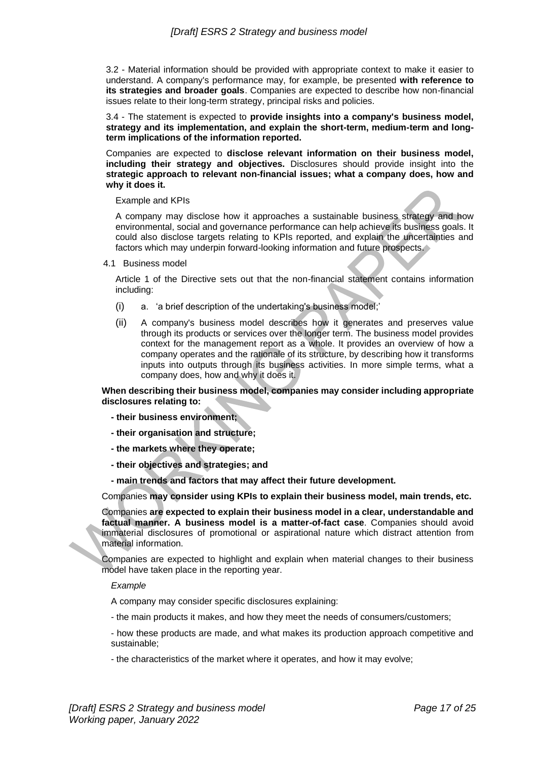3.2 - Material information should be provided with appropriate context to make it easier to understand. A company's performance may, for example, be presented **with reference to its strategies and broader goals**. Companies are expected to describe how non-financial issues relate to their long-term strategy, principal risks and policies.

3.4 - The statement is expected to **provide insights into a company's business model, strategy and its implementation, and explain the short-term, medium-term and long-term implications of the information reported.**

Companies are expected to **disclose relevant information on their business model, including their strategy and objectives.** Disclosures should provide insight into the **strategic approach to relevant non-financial issues; what a company does, how and why it does it.**

Example and KPIs

A company may disclose how it approaches a sustainable business strategy and how environmental, social and governance performance can help achieve its business goals. It could also disclose targets relating to KPIs reported, and explain the uncertainties and factors which may underpin forward-looking information and future prospects.

4.1 Business model

Article 1 of the Directive sets out that the non-financial statement contains information including:

(i) a. 'a brief description of the undertaking's business model;'

(ii) A company's business model describes how it generates and preserves value through its products or services over the longer term. The business model provides context for the management report as a whole. It provides an overview of how a company operates and the rationale of its structure, by describing how it transforms inputs into outputs through its business activities. In more simple terms, what a company does, how and why it does it.

**When describing their business model, companies may consider including appropriate disclosures relating to:**

**- their business environment;**

**- their organisation and structure;**

**- the markets where they operate;**

**- their objectives and strategies; and**

**- main trends and factors that may affect their future development.**

Companies **may consider using KPIs to explain their business model, main trends, etc.**

Companies **are expected to explain their business model in a clear, understandable and factual manner. A business model is a matter-of-fact case**. Companies should avoid immaterial disclosures of promotional or aspirational nature which distract attention from material information.

Companies are expected to highlight and explain when material changes to their business model have taken place in the reporting year.

*Example*

A company may consider specific disclosures explaining:

- the main products it makes, and how they meet the needs of consumers/customers;

- how these products are made, and what makes its production approach competitive and sustainable;

- the characteristics of the market where it operates, and how it may evolve;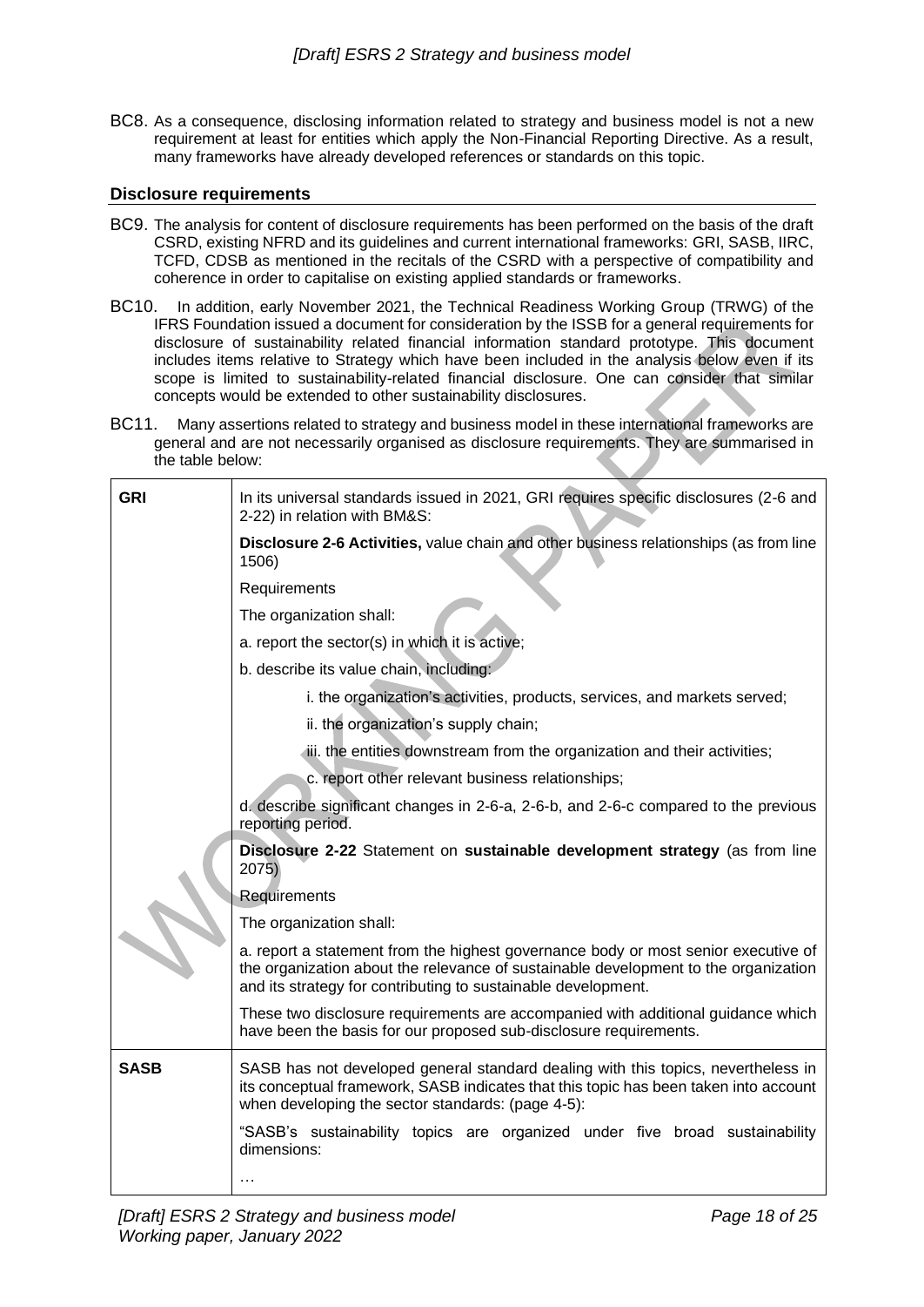BC8. As a consequence, disclosing information related to strategy and business model is not a new requirement at least for entities which apply the Non-Financial Reporting Directive. As a result, many frameworks have already developed references or standards on this topic.

## Disclosure requirements

BC9. The analysis for content of disclosure requirements has been performed on the basis of the draft CSRD, existing NFRD and its guidelines and current international frameworks: GRI, SASB, IIRC, TCFD, CDSB as mentioned in the recitals of the CSRD with a perspective of compatibility and coherence in order to capitalise on existing applied standards or frameworks.

BC10. In addition, early November 2021, the Technical Readiness Working Group (TRWG) of the IFRS Foundation issued a document for consideration by the ISSB for a general requirements for disclosure of sustainability related financial information standard prototype. This document includes items relative to Strategy which have been included in the analysis below even if its scope is limited to sustainability-related financial disclosure. One can consider that similar concepts would be extended to other sustainability disclosures.

BC11. Many assertions related to strategy and business model in these international frameworks are general and are not necessarily organised as disclosure requirements. They are summarised in the table below:

| | |
|---|---|
| **GRI** | In its universal standards issued in 2021, GRI requires specific disclosures (2-6 and 2-22) in relation with BM&S:<br><br>**Disclosure 2-6 Activities,** value chain and other business relationships (as from line 1506)<br><br>Requirements<br><br>The organization shall:<br><br>a. report the sector(s) in which it is active;<br><br>b. describe its value chain, including:<br><br>i. the organization's activities, products, services, and markets served;<br><br>ii. the organization's supply chain;<br><br>iii. the entities downstream from the organization and their activities;<br><br>c. report other relevant business relationships;<br><br>d. describe significant changes in 2-6-a, 2-6-b, and 2-6-c compared to the previous reporting period.<br><br>**Disclosure 2-22** Statement on **sustainable development strategy** (as from line 2075)<br><br>Requirements<br><br>The organization shall:<br><br>a. report a statement from the highest governance body or most senior executive of the organization about the relevance of sustainable development to the organization and its strategy for contributing to sustainable development.<br><br>These two disclosure requirements are accompanied with additional guidance which have been the basis for our proposed sub-disclosure requirements. |
| **SASB** | SASB has not developed general standard dealing with this topics, nevertheless in its conceptual framework, SASB indicates that this topic has been taken into account when developing the sector standards: (page 4-5):<br><br>"SASB's sustainability topics are organized under five broad sustainability dimensions:<br><br>… |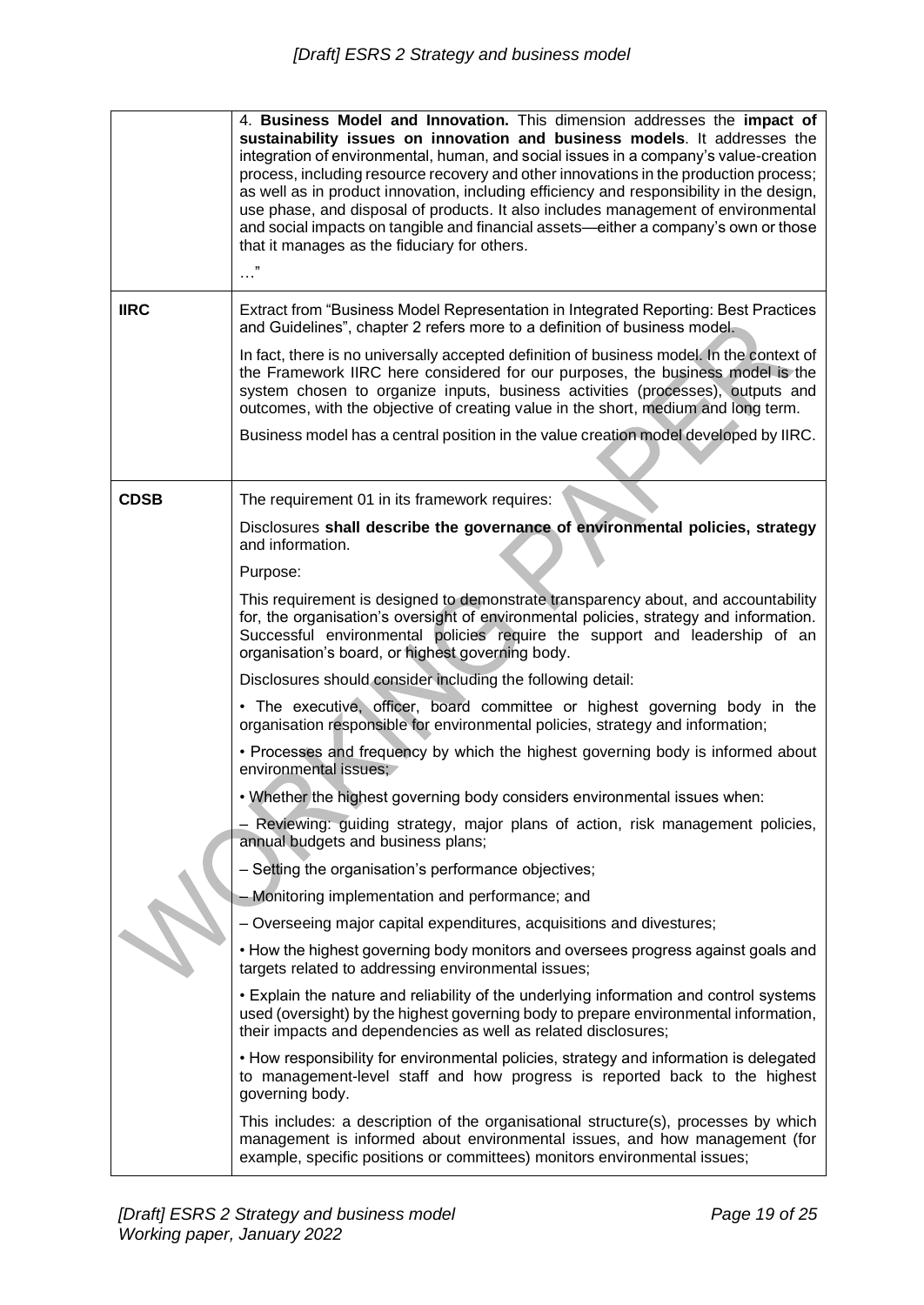| | |
|---|---|
| | 4. **Business Model and Innovation.** This dimension addresses the **impact of sustainability issues on innovation and business models**. It addresses the integration of environmental, human, and social issues in a company's value-creation process, including resource recovery and other innovations in the production process; as well as in product innovation, including efficiency and responsibility in the design, use phase, and disposal of products. It also includes management of environmental and social impacts on tangible and financial assets—either a company's own or those that it manages as the fiduciary for others.<br><br>…" |
| **IIRC** | Extract from "Business Model Representation in Integrated Reporting: Best Practices and Guidelines", chapter 2 refers more to a definition of business model.<br><br>In fact, there is no universally accepted definition of business model. In the context of the Framework IIRC here considered for our purposes, the business model is the system chosen to organize inputs, business activities (processes), outputs and outcomes, with the objective of creating value in the short, medium and long term.<br><br>Business model has a central position in the value creation model developed by IIRC. |
| **CDSB** | The requirement 01 in its framework requires:<br><br>Disclosures **shall describe the governance of environmental policies, strategy** and information.<br><br>Purpose:<br><br>This requirement is designed to demonstrate transparency about, and accountability for, the organisation's oversight of environmental policies, strategy and information. Successful environmental policies require the support and leadership of an organisation's board, or highest governing body.<br><br>Disclosures should consider including the following detail:<br><br>• The executive, officer, board committee or highest governing body in the organisation responsible for environmental policies, strategy and information;<br><br>• Processes and frequency by which the highest governing body is informed about environmental issues;<br><br>• Whether the highest governing body considers environmental issues when:<br><br>– Reviewing: guiding strategy, major plans of action, risk management policies, annual budgets and business plans;<br><br>– Setting the organisation's performance objectives;<br><br>– Monitoring implementation and performance; and<br><br>– Overseeing major capital expenditures, acquisitions and divestures;<br><br>• How the highest governing body monitors and oversees progress against goals and targets related to addressing environmental issues;<br><br>• Explain the nature and reliability of the underlying information and control systems used (oversight) by the highest governing body to prepare environmental information, their impacts and dependencies as well as related disclosures;<br><br>• How responsibility for environmental policies, strategy and information is delegated to management-level staff and how progress is reported back to the highest governing body.<br><br>This includes: a description of the organisational structure(s), processes by which management is informed about environmental issues, and how management (for example, specific positions or committees) monitors environmental issues; |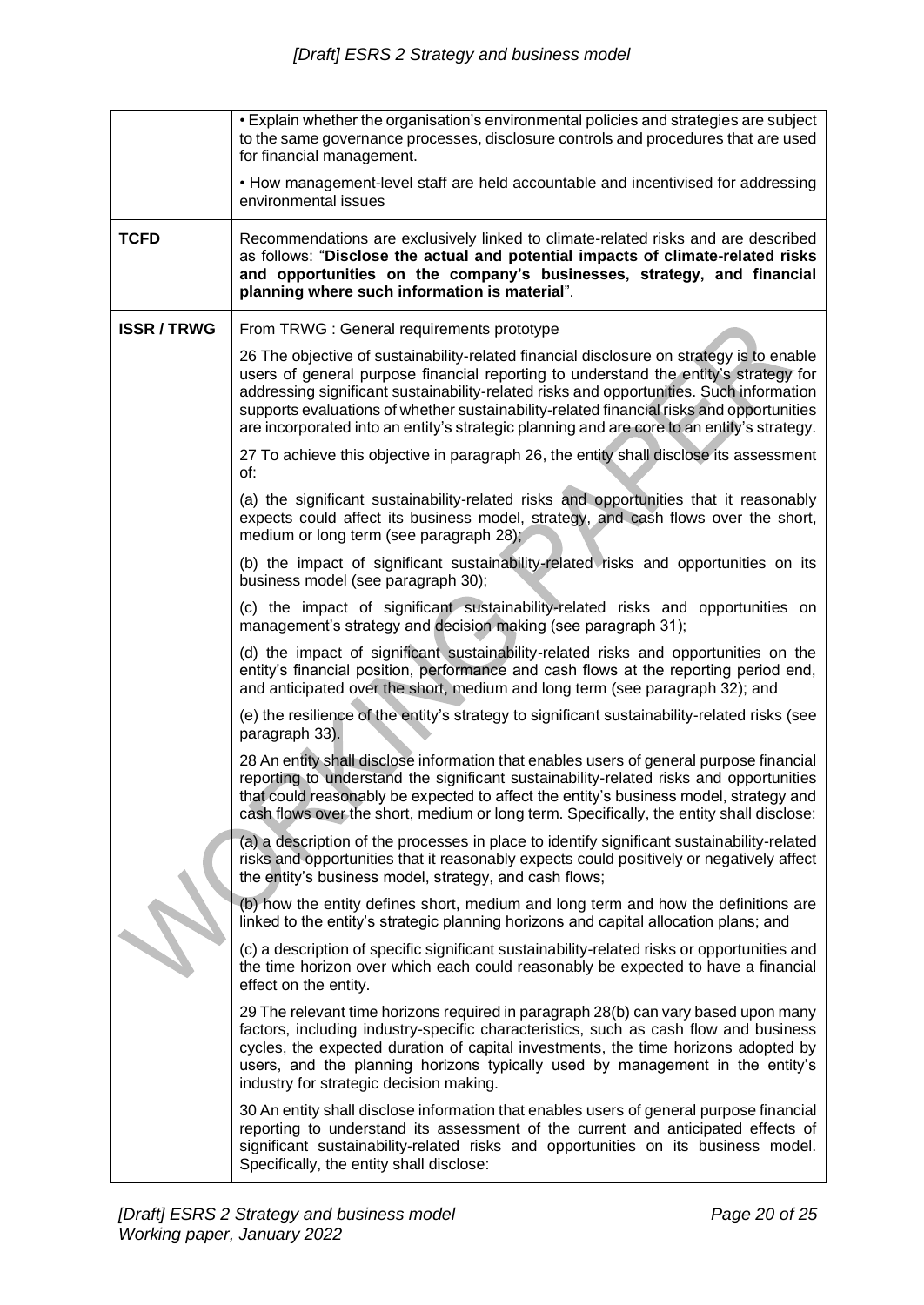| | |
|---|---|
| | • Explain whether the organisation's environmental policies and strategies are subject to the same governance processes, disclosure controls and procedures that are used for financial management.<br><br>• How management-level staff are held accountable and incentivised for addressing environmental issues |
| **TCFD** | Recommendations are exclusively linked to climate-related risks and are described as follows: "**Disclose the actual and potential impacts of climate-related risks and opportunities on the company's businesses, strategy, and financial planning where such information is material**". |
| **ISSR / TRWG** | From TRWG : General requirements prototype<br><br>26 The objective of sustainability-related financial disclosure on strategy is to enable users of general purpose financial reporting to understand the entity's strategy for addressing significant sustainability-related risks and opportunities. Such information supports evaluations of whether sustainability-related financial risks and opportunities are incorporated into an entity's strategic planning and are core to an entity's strategy.<br><br>27 To achieve this objective in paragraph 26, the entity shall disclose its assessment of:<br><br>(a) the significant sustainability-related risks and opportunities that it reasonably expects could affect its business model, strategy, and cash flows over the short, medium or long term (see paragraph 28);<br><br>(b) the impact of significant sustainability-related risks and opportunities on its business model (see paragraph 30);<br><br>(c) the impact of significant sustainability-related risks and opportunities on management's strategy and decision making (see paragraph 31);<br><br>(d) the impact of significant sustainability-related risks and opportunities on the entity's financial position, performance and cash flows at the reporting period end, and anticipated over the short, medium and long term (see paragraph 32); and<br><br>(e) the resilience of the entity's strategy to significant sustainability-related risks (see paragraph 33).<br><br>28 An entity shall disclose information that enables users of general purpose financial reporting to understand the significant sustainability-related risks and opportunities that could reasonably be expected to affect the entity's business model, strategy and cash flows over the short, medium or long term. Specifically, the entity shall disclose:<br><br>(a) a description of the processes in place to identify significant sustainability-related risks and opportunities that it reasonably expects could positively or negatively affect the entity's business model, strategy, and cash flows;<br><br>(b) how the entity defines short, medium and long term and how the definitions are linked to the entity's strategic planning horizons and capital allocation plans; and<br><br>(c) a description of specific significant sustainability-related risks or opportunities and the time horizon over which each could reasonably be expected to have a financial effect on the entity.<br><br>29 The relevant time horizons required in paragraph 28(b) can vary based upon many factors, including industry-specific characteristics, such as cash flow and business cycles, the expected duration of capital investments, the time horizons adopted by users, and the planning horizons typically used by management in the entity's industry for strategic decision making.<br><br>30 An entity shall disclose information that enables users of general purpose financial reporting to understand its assessment of the current and anticipated effects of significant sustainability-related risks and opportunities on its business model. Specifically, the entity shall disclose: |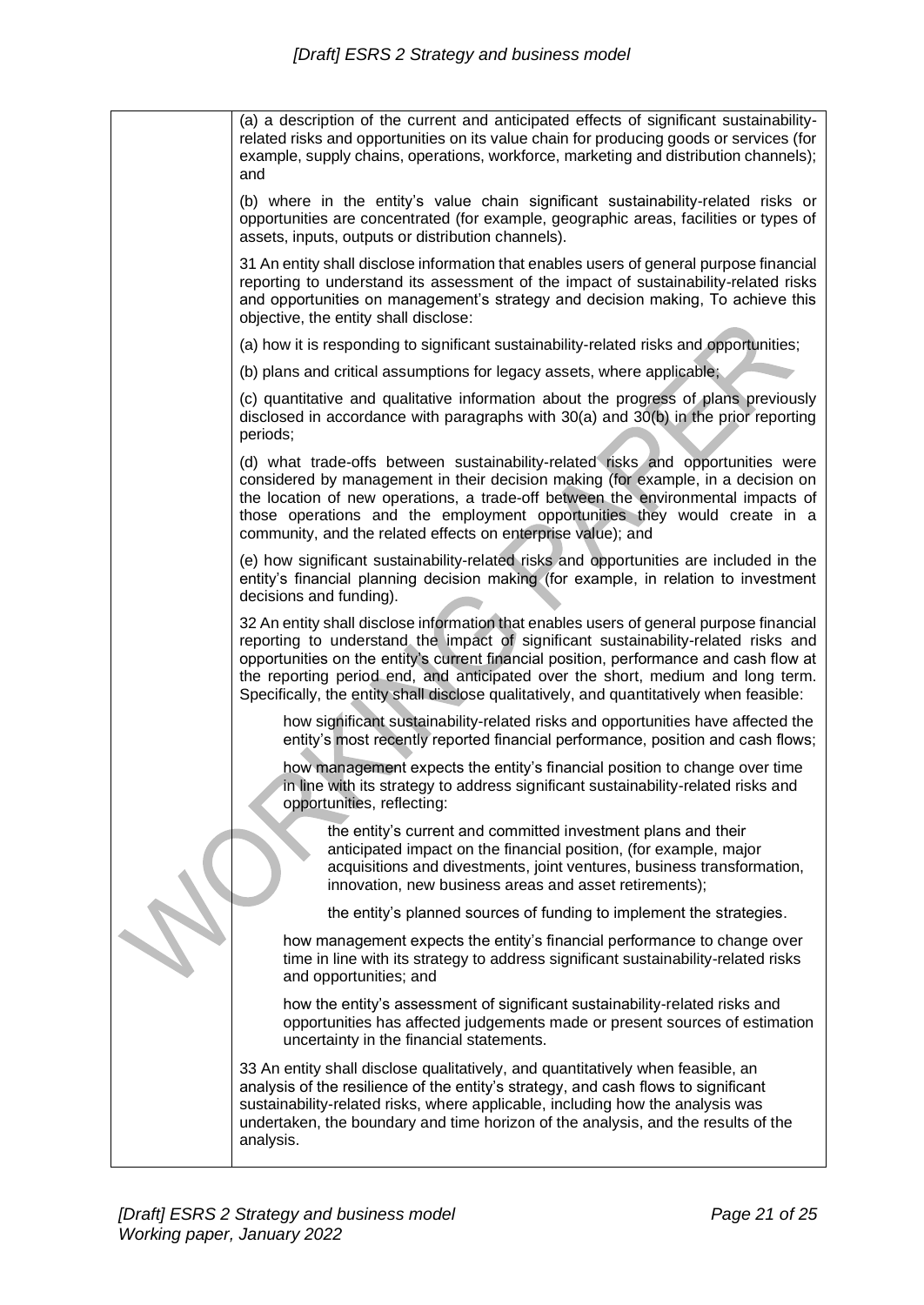(a) a description of the current and anticipated effects of significant sustainability-related risks and opportunities on its value chain for producing goods or services (for example, supply chains, operations, workforce, marketing and distribution channels); and

(b) where in the entity's value chain significant sustainability-related risks or opportunities are concentrated (for example, geographic areas, facilities or types of assets, inputs, outputs or distribution channels).

31 An entity shall disclose information that enables users of general purpose financial reporting to understand its assessment of the impact of sustainability-related risks and opportunities on management's strategy and decision making, To achieve this objective, the entity shall disclose:

(a) how it is responding to significant sustainability-related risks and opportunities;

(b) plans and critical assumptions for legacy assets, where applicable;

(c) quantitative and qualitative information about the progress of plans previously disclosed in accordance with paragraphs with 30(a) and 30(b) in the prior reporting periods;

(d) what trade-offs between sustainability-related risks and opportunities were considered by management in their decision making (for example, in a decision on the location of new operations, a trade-off between the environmental impacts of those operations and the employment opportunities they would create in a community, and the related effects on enterprise value); and

(e) how significant sustainability-related risks and opportunities are included in the entity's financial planning decision making (for example, in relation to investment decisions and funding).

32 An entity shall disclose information that enables users of general purpose financial reporting to understand the impact of significant sustainability-related risks and opportunities on the entity's current financial position, performance and cash flow at the reporting period end, and anticipated over the short, medium and long term. Specifically, the entity shall disclose qualitatively, and quantitatively when feasible:

- how significant sustainability-related risks and opportunities have affected the entity's most recently reported financial performance, position and cash flows;
- how management expects the entity's financial position to change over time in line with its strategy to address significant sustainability-related risks and opportunities, reflecting:
  - the entity's current and committed investment plans and their anticipated impact on the financial position, (for example, major acquisitions and divestments, joint ventures, business transformation, innovation, new business areas and asset retirements);
  - the entity's planned sources of funding to implement the strategies.
- how management expects the entity's financial performance to change over time in line with its strategy to address significant sustainability-related risks and opportunities; and
- how the entity's assessment of significant sustainability-related risks and opportunities has affected judgements made or present sources of estimation uncertainty in the financial statements.

33 An entity shall disclose qualitatively, and quantitatively when feasible, an analysis of the resilience of the entity's strategy, and cash flows to significant sustainability-related risks, where applicable, including how the analysis was undertaken, the boundary and time horizon of the analysis, and the results of the analysis.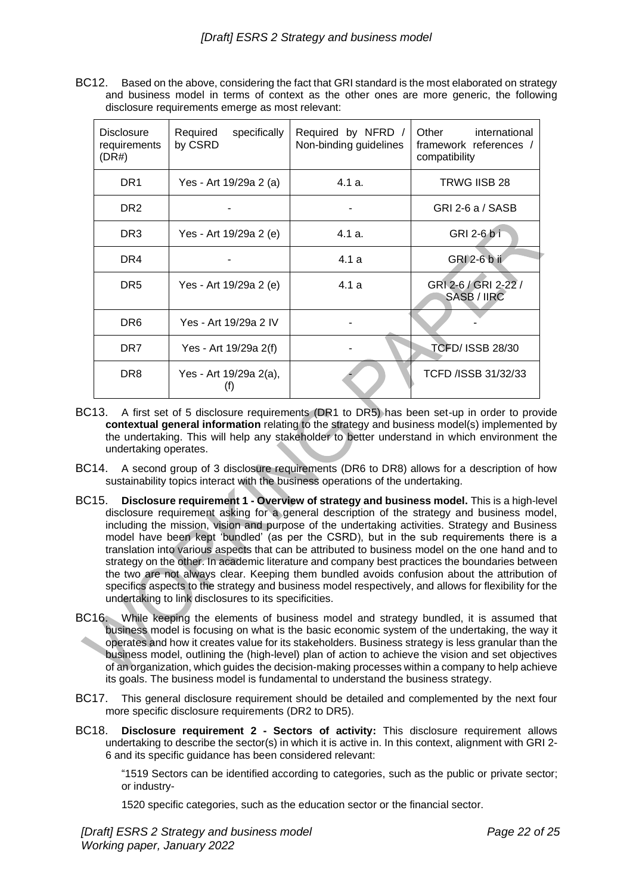BC12. Based on the above, considering the fact that GRI standard is the most elaborated on strategy and business model in terms of context as the other ones are more generic, the following disclosure requirements emerge as most relevant:

| Disclosure requirements (DR#) | Required specifically by CSRD | Required by NFRD / Non-binding guidelines | Other international framework references / compatibility |
|---|---|---|---|
| DR1 | Yes - Art 19/29a 2 (a) | 4.1 a. | TRWG IISB 28 |
| DR2 | - | - | GRI 2-6 a / SASB |
| DR3 | Yes - Art 19/29a 2 (e) | 4.1 a. | GRI 2-6 b i |
| DR4 | - | 4.1 a | GRI 2-6 b ii |
| DR5 | Yes - Art 19/29a 2 (e) | 4.1 a | GRI 2-6 / GRI 2-22 / SASB / IIRC |
| DR6 | Yes - Art 19/29a 2 IV | - | - |
| DR7 | Yes - Art 19/29a 2(f) | - | TCFD/ ISSB 28/30 |
| DR8 | Yes - Art 19/29a 2(a), (f) | - | TCFD /ISSB 31/32/33 |

BC13. A first set of 5 disclosure requirements (DR1 to DR5) has been set-up in order to provide **contextual general information** relating to the strategy and business model(s) implemented by the undertaking. This will help any stakeholder to better understand in which environment the undertaking operates.

BC14. A second group of 3 disclosure requirements (DR6 to DR8) allows for a description of how sustainability topics interact with the business operations of the undertaking.

BC15. **Disclosure requirement 1 - Overview of strategy and business model.** This is a high-level disclosure requirement asking for a general description of the strategy and business model, including the mission, vision and purpose of the undertaking activities. Strategy and Business model have been kept 'bundled' (as per the CSRD), but in the sub requirements there is a translation into various aspects that can be attributed to business model on the one hand and to strategy on the other. In academic literature and company best practices the boundaries between the two are not always clear. Keeping them bundled avoids confusion about the attribution of specifics aspects to the strategy and business model respectively, and allows for flexibility for the undertaking to link disclosures to its specificities.

BC16. While keeping the elements of business model and strategy bundled, it is assumed that business model is focusing on what is the basic economic system of the undertaking, the way it operates and how it creates value for its stakeholders. Business strategy is less granular than the business model, outlining the (high-level) plan of action to achieve the vision and set objectives of an organization, which guides the decision-making processes within a company to help achieve its goals. The business model is fundamental to understand the business strategy.

BC17. This general disclosure requirement should be detailed and complemented by the next four more specific disclosure requirements (DR2 to DR5).

BC18. **Disclosure requirement 2 - Sectors of activity:** This disclosure requirement allows undertaking to describe the sector(s) in which it is active in. In this context, alignment with GRI 2-6 and its specific guidance has been considered relevant:

"1519 Sectors can be identified according to categories, such as the public or private sector; or industry-

1520 specific categories, such as the education sector or the financial sector.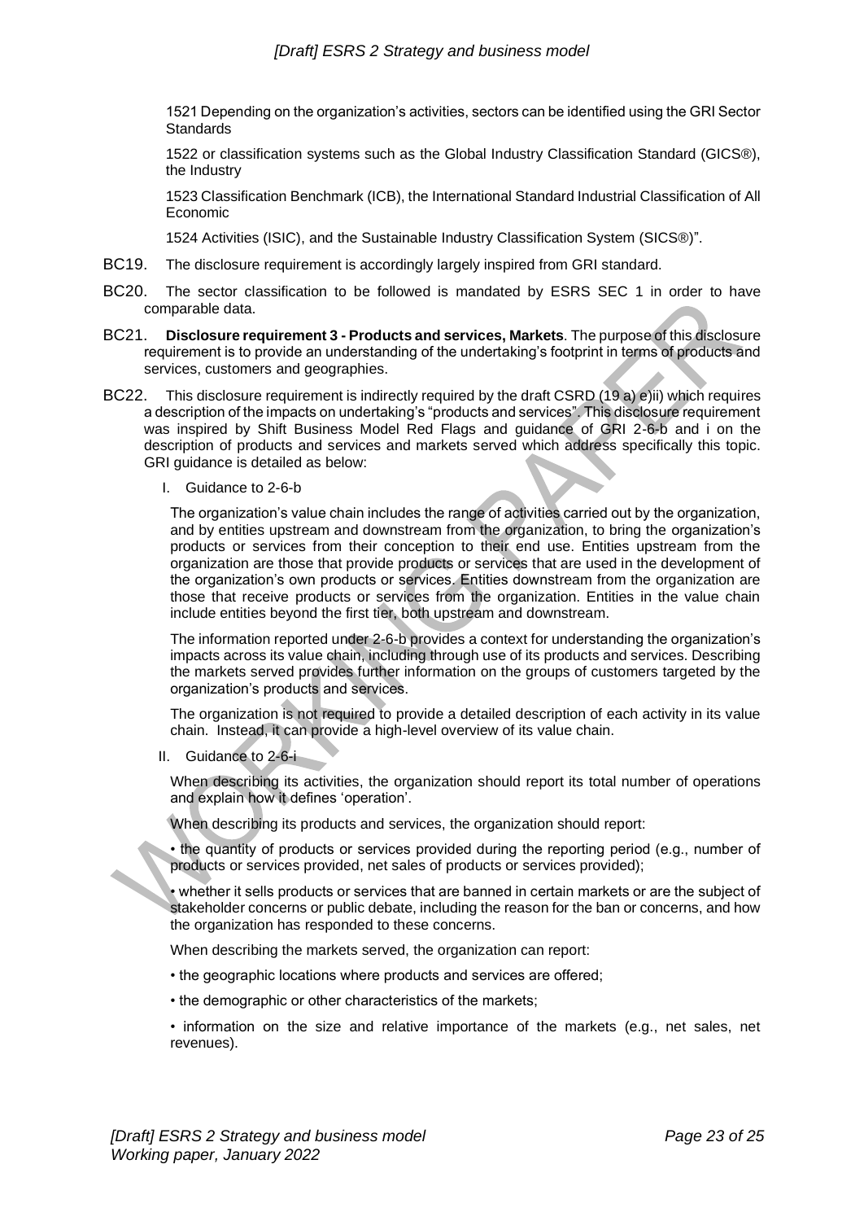1521 Depending on the organization's activities, sectors can be identified using the GRI Sector Standards

1522 or classification systems such as the Global Industry Classification Standard (GICS®), the Industry

1523 Classification Benchmark (ICB), the International Standard Industrial Classification of All Economic

1524 Activities (ISIC), and the Sustainable Industry Classification System (SICS®)".

BC19. The disclosure requirement is accordingly largely inspired from GRI standard.

BC20. The sector classification to be followed is mandated by ESRS SEC 1 in order to have comparable data.

BC21. **Disclosure requirement 3 - Products and services, Markets**. The purpose of this disclosure requirement is to provide an understanding of the undertaking's footprint in terms of products and services, customers and geographies.

BC22. This disclosure requirement is indirectly required by the draft CSRD (19 a) e)ii) which requires a description of the impacts on undertaking's "products and services". This disclosure requirement was inspired by Shift Business Model Red Flags and guidance of GRI 2-6-b and i on the description of products and services and markets served which address specifically this topic. GRI guidance is detailed as below:

I. Guidance to 2-6-b

The organization's value chain includes the range of activities carried out by the organization, and by entities upstream and downstream from the organization, to bring the organization's products or services from their conception to their end use. Entities upstream from the organization are those that provide products or services that are used in the development of the organization's own products or services. Entities downstream from the organization are those that receive products or services from the organization. Entities in the value chain include entities beyond the first tier, both upstream and downstream.

The information reported under 2-6-b provides a context for understanding the organization's impacts across its value chain, including through use of its products and services. Describing the markets served provides further information on the groups of customers targeted by the organization's products and services.

The organization is not required to provide a detailed description of each activity in its value chain. Instead, it can provide a high-level overview of its value chain.

II. Guidance to 2-6-i

When describing its activities, the organization should report its total number of operations and explain how it defines 'operation'.

When describing its products and services, the organization should report:

• the quantity of products or services provided during the reporting period (e.g., number of products or services provided, net sales of products or services provided);

• whether it sells products or services that are banned in certain markets or are the subject of stakeholder concerns or public debate, including the reason for the ban or concerns, and how the organization has responded to these concerns.

When describing the markets served, the organization can report:

• the geographic locations where products and services are offered;

• the demographic or other characteristics of the markets;

• information on the size and relative importance of the markets (e.g., net sales, net revenues).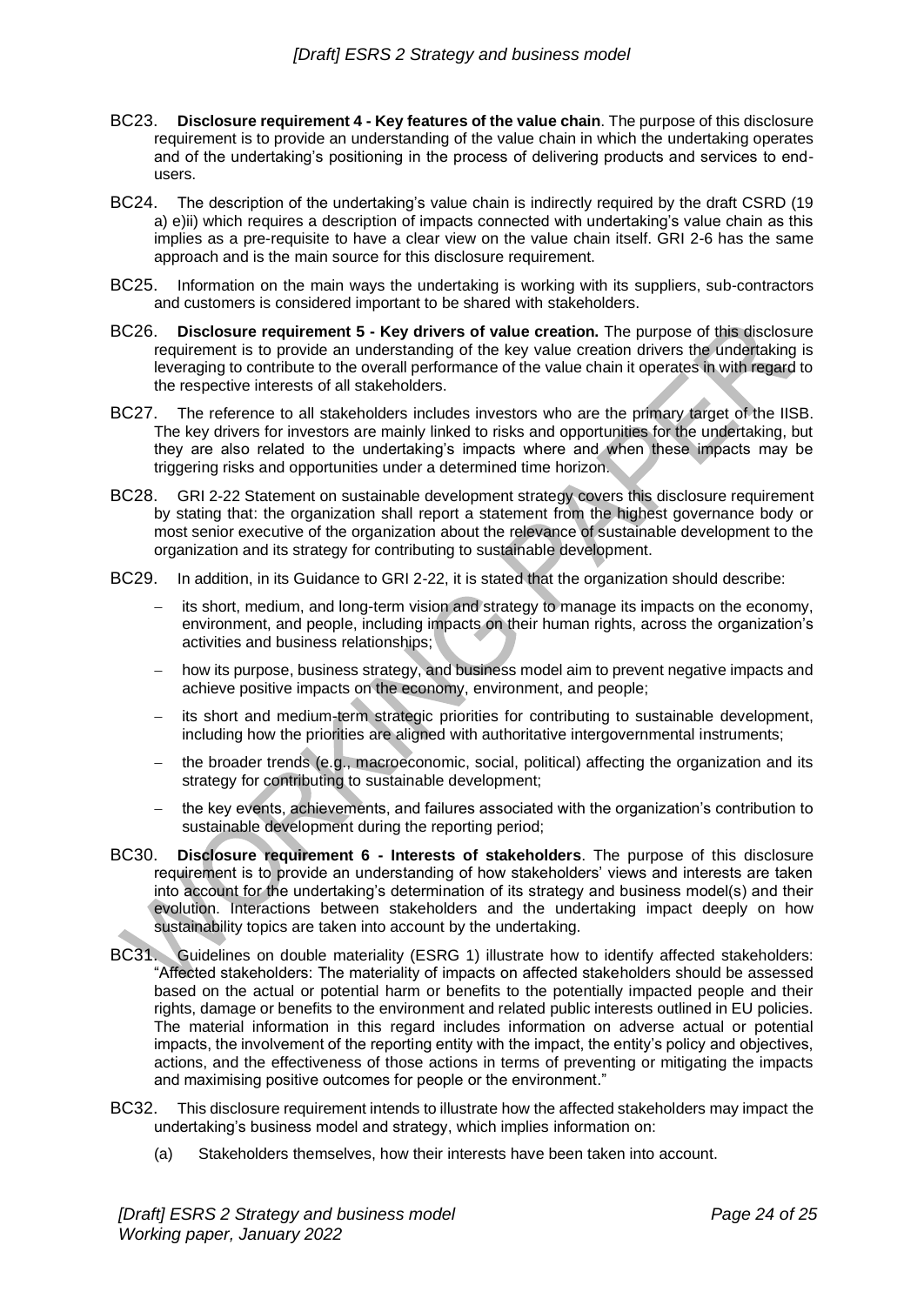BC23. **Disclosure requirement 4 - Key features of the value chain**. The purpose of this disclosure requirement is to provide an understanding of the value chain in which the undertaking operates and of the undertaking's positioning in the process of delivering products and services to end-users.

BC24. The description of the undertaking's value chain is indirectly required by the draft CSRD (19 a) e)ii) which requires a description of impacts connected with undertaking's value chain as this implies as a pre-requisite to have a clear view on the value chain itself. GRI 2-6 has the same approach and is the main source for this disclosure requirement.

BC25. Information on the main ways the undertaking is working with its suppliers, sub-contractors and customers is considered important to be shared with stakeholders.

BC26. **Disclosure requirement 5 - Key drivers of value creation.** The purpose of this disclosure requirement is to provide an understanding of the key value creation drivers the undertaking is leveraging to contribute to the overall performance of the value chain it operates in with regard to the respective interests of all stakeholders.

BC27. The reference to all stakeholders includes investors who are the primary target of the IISB. The key drivers for investors are mainly linked to risks and opportunities for the undertaking, but they are also related to the undertaking's impacts where and when these impacts may be triggering risks and opportunities under a determined time horizon.

BC28. GRI 2-22 Statement on sustainable development strategy covers this disclosure requirement by stating that: the organization shall report a statement from the highest governance body or most senior executive of the organization about the relevance of sustainable development to the organization and its strategy for contributing to sustainable development.

BC29. In addition, in its Guidance to GRI 2-22, it is stated that the organization should describe:

- its short, medium, and long-term vision and strategy to manage its impacts on the economy, environment, and people, including impacts on their human rights, across the organization's activities and business relationships;
- how its purpose, business strategy, and business model aim to prevent negative impacts and achieve positive impacts on the economy, environment, and people;
- its short and medium-term strategic priorities for contributing to sustainable development, including how the priorities are aligned with authoritative intergovernmental instruments;
- the broader trends (e.g., macroeconomic, social, political) affecting the organization and its strategy for contributing to sustainable development;
- the key events, achievements, and failures associated with the organization's contribution to sustainable development during the reporting period;

BC30. **Disclosure requirement 6 - Interests of stakeholders**. The purpose of this disclosure requirement is to provide an understanding of how stakeholders' views and interests are taken into account for the undertaking's determination of its strategy and business model(s) and their evolution. Interactions between stakeholders and the undertaking impact deeply on how sustainability topics are taken into account by the undertaking.

BC31. Guidelines on double materiality (ESRG 1) illustrate how to identify affected stakeholders: "Affected stakeholders: The materiality of impacts on affected stakeholders should be assessed based on the actual or potential harm or benefits to the potentially impacted people and their rights, damage or benefits to the environment and related public interests outlined in EU policies. The material information in this regard includes information on adverse actual or potential impacts, the involvement of the reporting entity with the impact, the entity's policy and objectives, actions, and the effectiveness of those actions in terms of preventing or mitigating the impacts and maximising positive outcomes for people or the environment."

BC32. This disclosure requirement intends to illustrate how the affected stakeholders may impact the undertaking's business model and strategy, which implies information on:

(a) Stakeholders themselves, how their interests have been taken into account.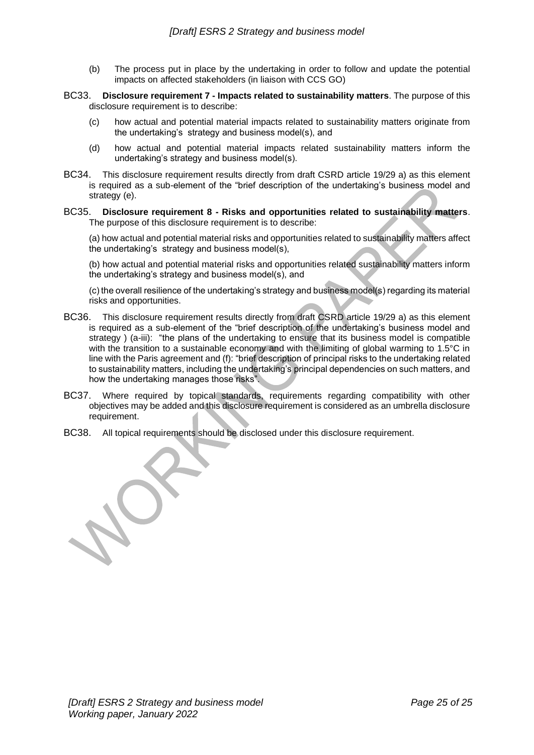(b) The process put in place by the undertaking in order to follow and update the potential impacts on affected stakeholders (in liaison with CCS GO)

BC33. **Disclosure requirement 7 - Impacts related to sustainability matters**. The purpose of this disclosure requirement is to describe:

(c) how actual and potential material impacts related to sustainability matters originate from the undertaking's strategy and business model(s), and

(d) how actual and potential material impacts related sustainability matters inform the undertaking's strategy and business model(s).

BC34. This disclosure requirement results directly from draft CSRD article 19/29 a) as this element is required as a sub-element of the "brief description of the undertaking's business model and strategy (e).

BC35. **Disclosure requirement 8 - Risks and opportunities related to sustainability matters**. The purpose of this disclosure requirement is to describe:

(a) how actual and potential material risks and opportunities related to sustainability matters affect the undertaking's strategy and business model(s),

(b) how actual and potential material risks and opportunities related sustainability matters inform the undertaking's strategy and business model(s), and

(c) the overall resilience of the undertaking's strategy and business model(s) regarding its material risks and opportunities.

BC36. This disclosure requirement results directly from draft CSRD article 19/29 a) as this element is required as a sub-element of the "brief description of the undertaking's business model and strategy ) (a-iii): "the plans of the undertaking to ensure that its business model is compatible with the transition to a sustainable economy and with the limiting of global warming to 1.5°C in line with the Paris agreement and (f): "brief description of principal risks to the undertaking related to sustainability matters, including the undertaking's principal dependencies on such matters, and how the undertaking manages those risks".

BC37. Where required by topical standards, requirements regarding compatibility with other objectives may be added and this disclosure requirement is considered as an umbrella disclosure requirement.

BC38. All topical requirements should be disclosed under this disclosure requirement.